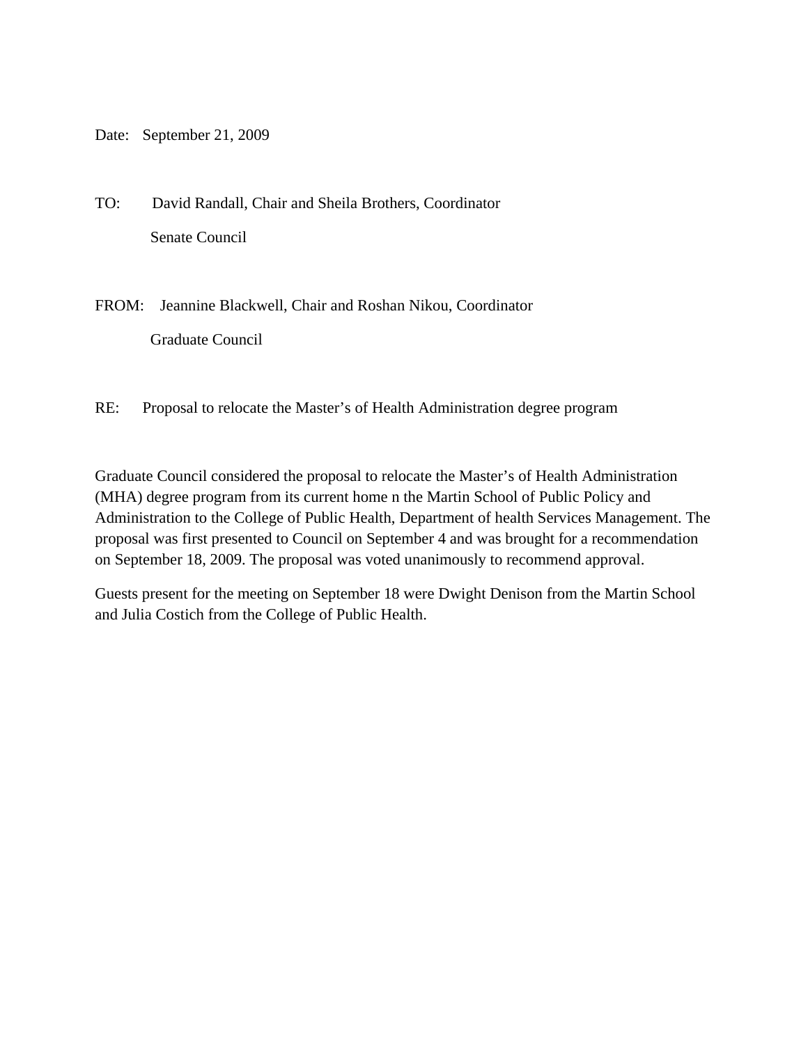Date: September 21, 2009

TO: David Randall, Chair and Sheila Brothers, Coordinator

Senate Council

FROM: Jeannine Blackwell, Chair and Roshan Nikou, Coordinator

Graduate Council

RE: Proposal to relocate the Master's of Health Administration degree program

Graduate Council considered the proposal to relocate the Master's of Health Administration (MHA) degree program from its current home n the Martin School of Public Policy and Administration to the College of Public Health, Department of health Services Management. The proposal was first presented to Council on September 4 and was brought for a recommendation on September 18, 2009. The proposal was voted unanimously to recommend approval.

Guests present for the meeting on September 18 were Dwight Denison from the Martin School and Julia Costich from the College of Public Health.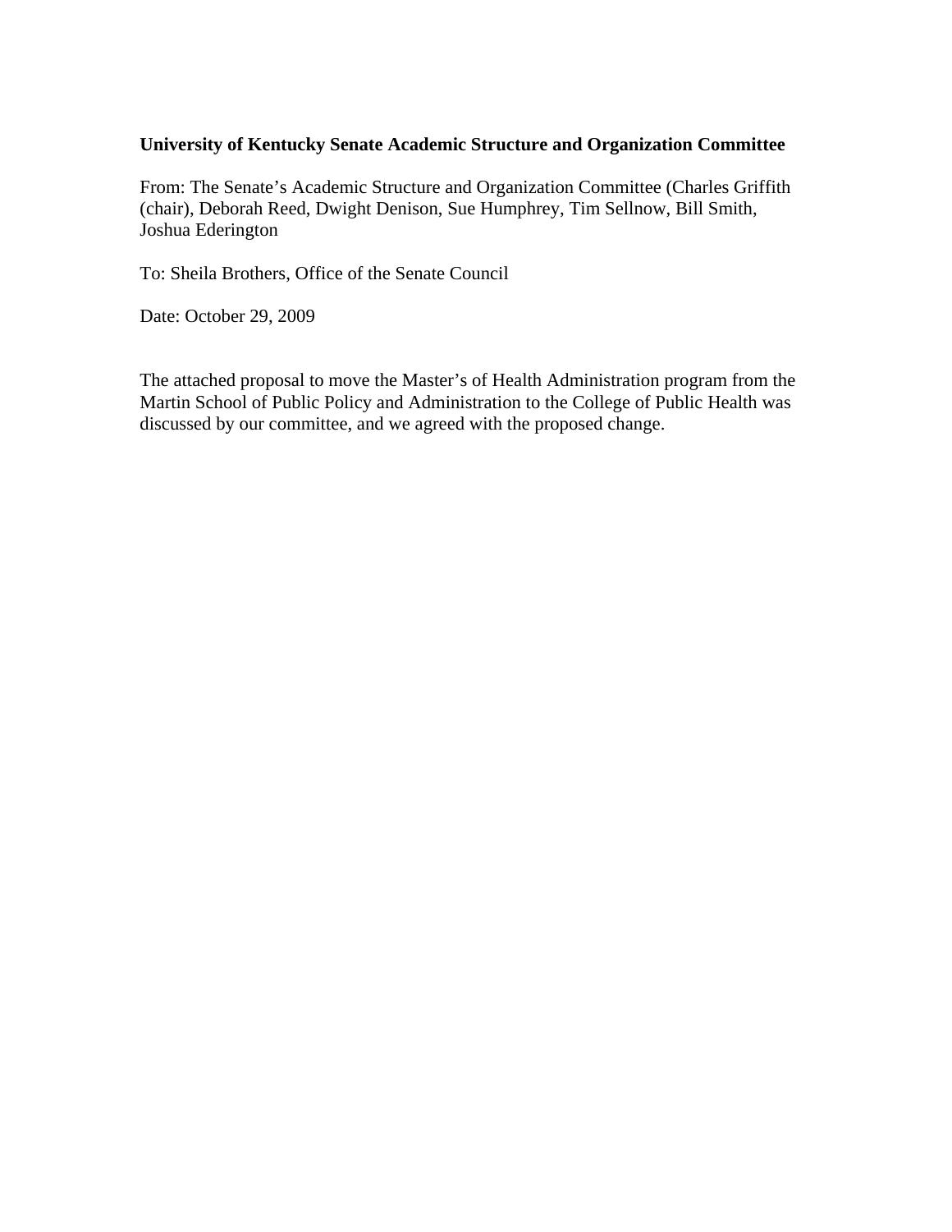**University of Kentucky Senate Academic Structure and Organization Committee**

From: The Senate's Academic Structure and Organization Committee (Charles Griffith (chair), Deborah Reed, Dwight Denison, Sue Humphrey, Tim Sellnow, Bill Smith, Joshua Ederington

To: Sheila Brothers, Office of the Senate Council

Date: October 29, 2009

The attached proposal to move the Master's of Health Administration program from the Martin School of Public Policy and Administration to the College of Public Health was discussed by our committee, and we agreed with the proposed change.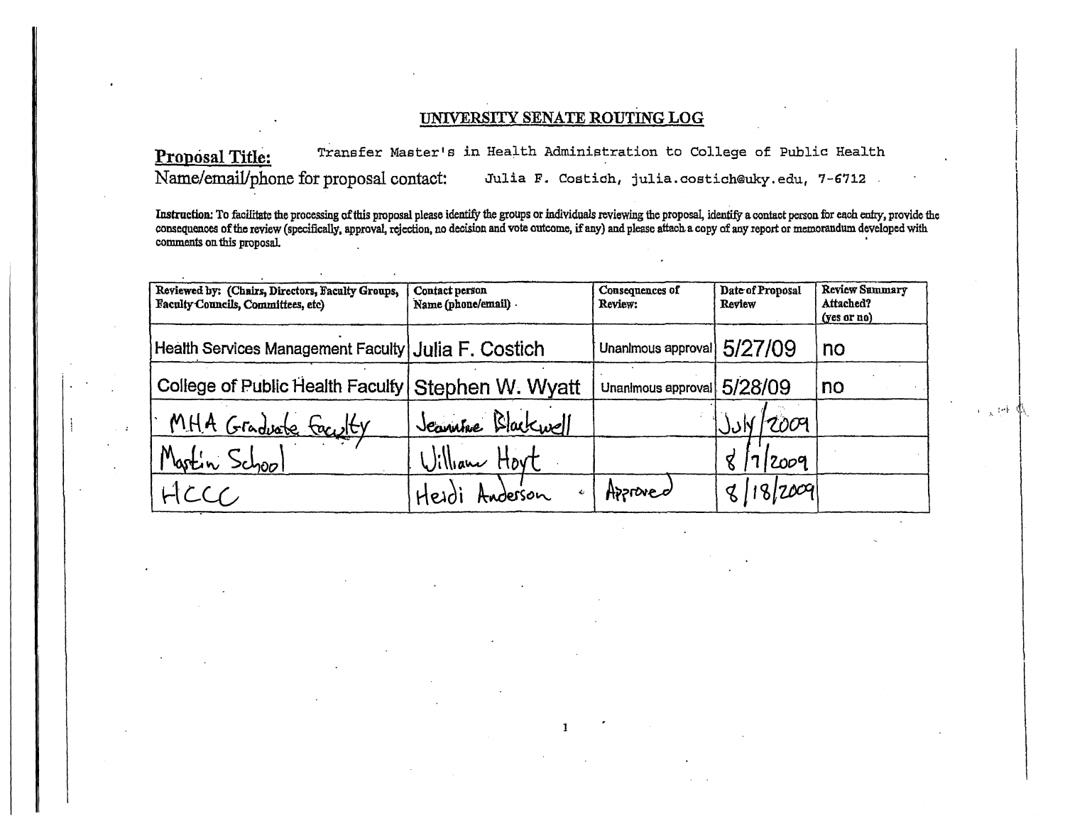## UNIVERSITY SENATE ROUTING LOG

**Proposal Title:** Transfer Master's in Health Administration to College of Public Health

Name/email/phone for proposal contact: Julia F. Costich, julia.costich@uky.edu, 7-6712

**Instruction:** To facilitate the processing of this proposal please identify the groups or individuals reviewing the proposal, identify a contact person for each entry, provide the consequences of the review (specifically, approval, rejection, no decision and vote outcome, if any) and please attach a copy of any report or memorandum developed with comments on this proposal.

| Reviewed by: (Chairs, Directors, Faculty Groups, Faculty Councils, Committees, etc) | Contact person Name (phone/email) | Consequences of Review: | Date of Proposal Review | Review Summary Attached? (yes or no) |
|---|---|---|---|---|
| Health Services Management Faculty | Julia F. Costich | Unanimous approval | 5/27/09 | no |
| College of Public Health Faculty | Stephen W. Wyatt | Unanimous approval | 5/28/09 | no |
| MHA Graduate Faculty | Jeannine Blackwell | | July/2009 | |
| Martin School | William Hoyt | | 8/7/2009 | |
| HCCC | Heidi Anderson | Approved | 8/18/2009 | |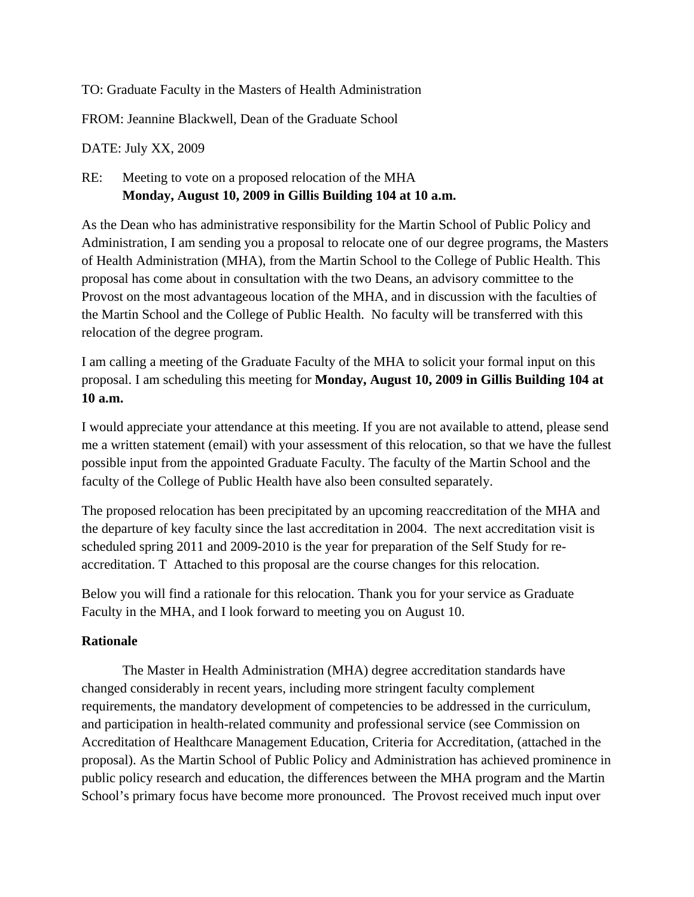TO: Graduate Faculty in the Masters of Health Administration

FROM: Jeannine Blackwell, Dean of the Graduate School

DATE: July XX, 2009

RE: Meeting to vote on a proposed relocation of the MHA
**Monday, August 10, 2009 in Gillis Building 104 at 10 a.m.**

As the Dean who has administrative responsibility for the Martin School of Public Policy and Administration, I am sending you a proposal to relocate one of our degree programs, the Masters of Health Administration (MHA), from the Martin School to the College of Public Health. This proposal has come about in consultation with the two Deans, an advisory committee to the Provost on the most advantageous location of the MHA, and in discussion with the faculties of the Martin School and the College of Public Health. No faculty will be transferred with this relocation of the degree program.

I am calling a meeting of the Graduate Faculty of the MHA to solicit your formal input on this proposal. I am scheduling this meeting for **Monday, August 10, 2009 in Gillis Building 104 at 10 a.m.**

I would appreciate your attendance at this meeting. If you are not available to attend, please send me a written statement (email) with your assessment of this relocation, so that we have the fullest possible input from the appointed Graduate Faculty. The faculty of the Martin School and the faculty of the College of Public Health have also been consulted separately.

The proposed relocation has been precipitated by an upcoming reaccreditation of the MHA and the departure of key faculty since the last accreditation in 2004. The next accreditation visit is scheduled spring 2011 and 2009-2010 is the year for preparation of the Self Study for re-accreditation. T Attached to this proposal are the course changes for this relocation.

Below you will find a rationale for this relocation. Thank you for your service as Graduate Faculty in the MHA, and I look forward to meeting you on August 10.

**Rationale**

The Master in Health Administration (MHA) degree accreditation standards have changed considerably in recent years, including more stringent faculty complement requirements, the mandatory development of competencies to be addressed in the curriculum, and participation in health-related community and professional service (see Commission on Accreditation of Healthcare Management Education, Criteria for Accreditation, (attached in the proposal). As the Martin School of Public Policy and Administration has achieved prominence in public policy research and education, the differences between the MHA program and the Martin School's primary focus have become more pronounced. The Provost received much input over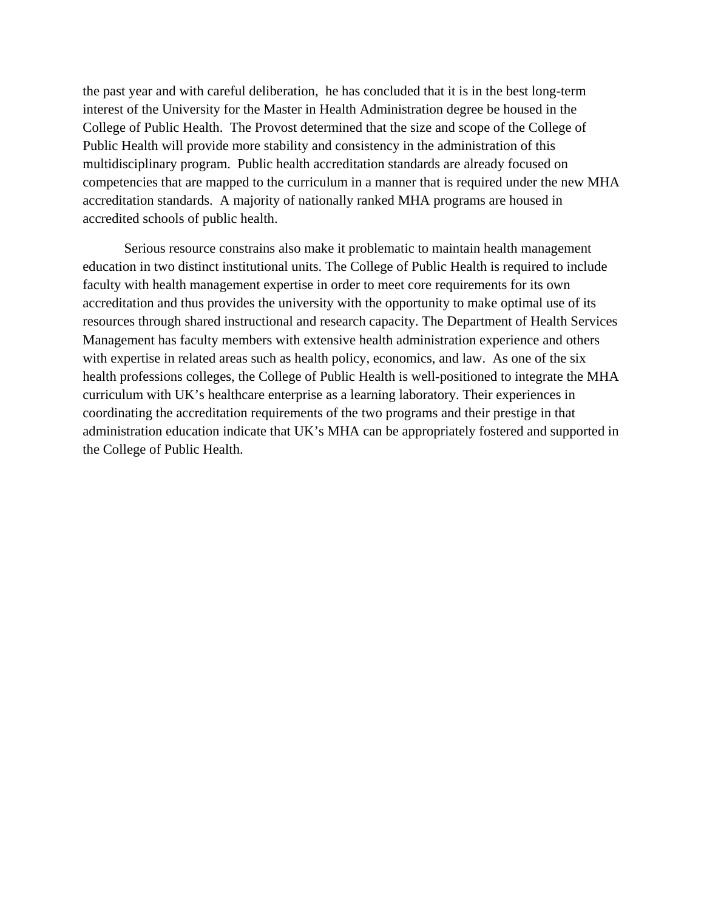the past year and with careful deliberation, he has concluded that it is in the best long-term interest of the University for the Master in Health Administration degree be housed in the College of Public Health. The Provost determined that the size and scope of the College of Public Health will provide more stability and consistency in the administration of this multidisciplinary program. Public health accreditation standards are already focused on competencies that are mapped to the curriculum in a manner that is required under the new MHA accreditation standards. A majority of nationally ranked MHA programs are housed in accredited schools of public health.

Serious resource constrains also make it problematic to maintain health management education in two distinct institutional units. The College of Public Health is required to include faculty with health management expertise in order to meet core requirements for its own accreditation and thus provides the university with the opportunity to make optimal use of its resources through shared instructional and research capacity. The Department of Health Services Management has faculty members with extensive health administration experience and others with expertise in related areas such as health policy, economics, and law. As one of the six health professions colleges, the College of Public Health is well-positioned to integrate the MHA curriculum with UK's healthcare enterprise as a learning laboratory. Their experiences in coordinating the accreditation requirements of the two programs and their prestige in that administration education indicate that UK's MHA can be appropriately fostered and supported in the College of Public Health.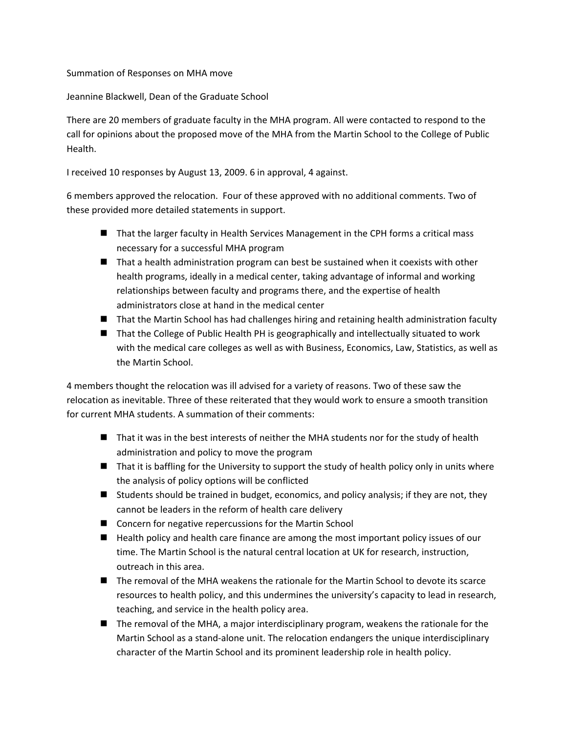Summation of Responses on MHA move

Jeannine Blackwell, Dean of the Graduate School

There are 20 members of graduate faculty in the MHA program. All were contacted to respond to the call for opinions about the proposed move of the MHA from the Martin School to the College of Public Health.

I received 10 responses by August 13, 2009. 6 in approval, 4 against.

6 members approved the relocation. Four of these approved with no additional comments. Two of these provided more detailed statements in support.

- That the larger faculty in Health Services Management in the CPH forms a critical mass necessary for a successful MHA program
- That a health administration program can best be sustained when it coexists with other health programs, ideally in a medical center, taking advantage of informal and working relationships between faculty and programs there, and the expertise of health administrators close at hand in the medical center
- That the Martin School has had challenges hiring and retaining health administration faculty
- That the College of Public Health PH is geographically and intellectually situated to work with the medical care colleges as well as with Business, Economics, Law, Statistics, as well as the Martin School.

4 members thought the relocation was ill advised for a variety of reasons. Two of these saw the relocation as inevitable. Three of these reiterated that they would work to ensure a smooth transition for current MHA students. A summation of their comments:

- That it was in the best interests of neither the MHA students nor for the study of health administration and policy to move the program
- That it is baffling for the University to support the study of health policy only in units where the analysis of policy options will be conflicted
- Students should be trained in budget, economics, and policy analysis; if they are not, they cannot be leaders in the reform of health care delivery
- Concern for negative repercussions for the Martin School
- Health policy and health care finance are among the most important policy issues of our time. The Martin School is the natural central location at UK for research, instruction, outreach in this area.
- The removal of the MHA weakens the rationale for the Martin School to devote its scarce resources to health policy, and this undermines the university's capacity to lead in research, teaching, and service in the health policy area.
- The removal of the MHA, a major interdisciplinary program, weakens the rationale for the Martin School as a stand-alone unit. The relocation endangers the unique interdisciplinary character of the Martin School and its prominent leadership role in health policy.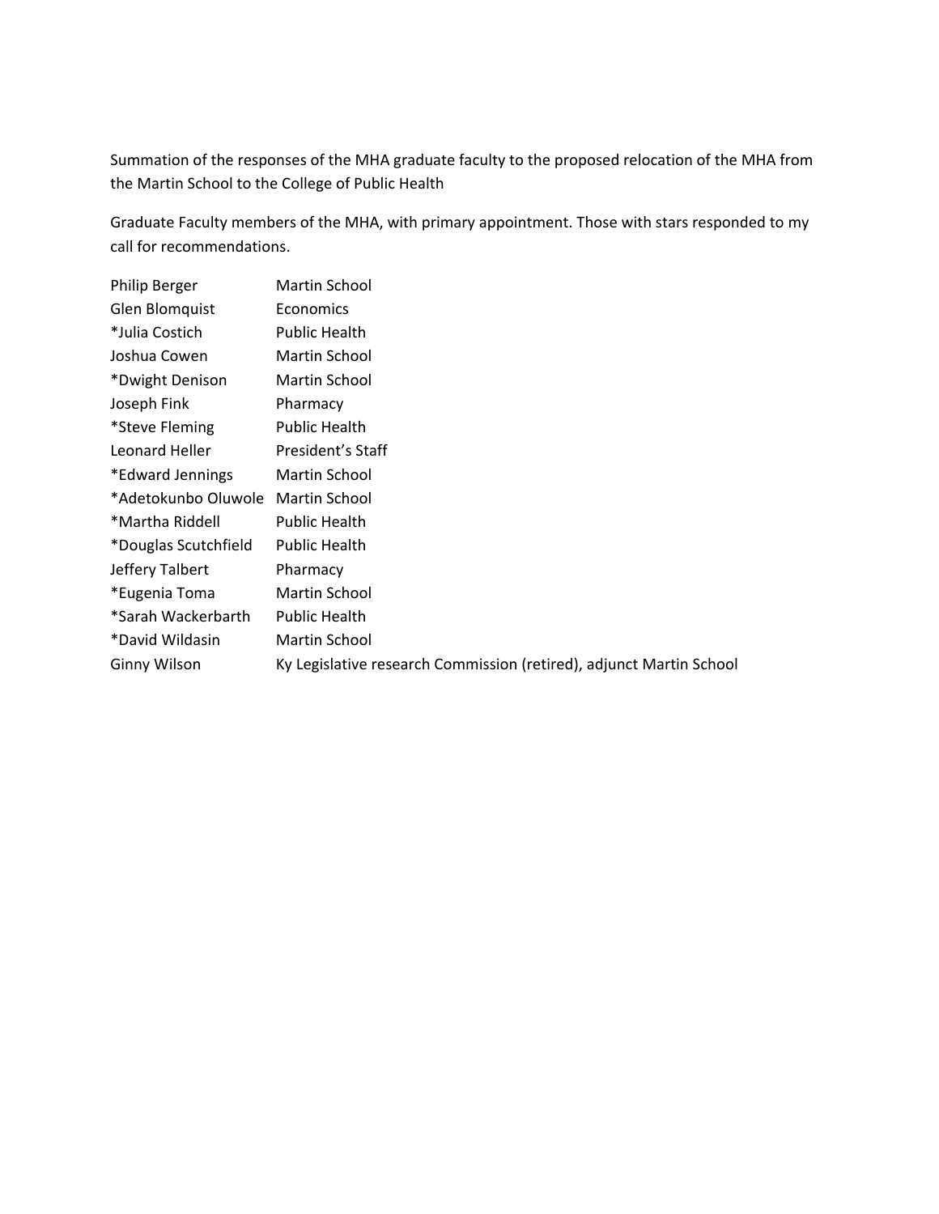Summation of the responses of the MHA graduate faculty to the proposed relocation of the MHA from the Martin School to the College of Public Health

Graduate Faculty members of the MHA, with primary appointment. Those with stars responded to my call for recommendations.

| | |
|---|---|
| Philip Berger | Martin School |
| Glen Blomquist | Economics |
| *Julia Costich | Public Health |
| Joshua Cowen | Martin School |
| *Dwight Denison | Martin School |
| Joseph Fink | Pharmacy |
| *Steve Fleming | Public Health |
| Leonard Heller | President's Staff |
| *Edward Jennings | Martin School |
| *Adetokunbo Oluwole | Martin School |
| *Martha Riddell | Public Health |
| *Douglas Scutchfield | Public Health |
| Jeffery Talbert | Pharmacy |
| *Eugenia Toma | Martin School |
| *Sarah Wackerbarth | Public Health |
| *David Wildasin | Martin School |
| Ginny Wilson | Ky Legislative research Commission (retired), adjunct Martin School |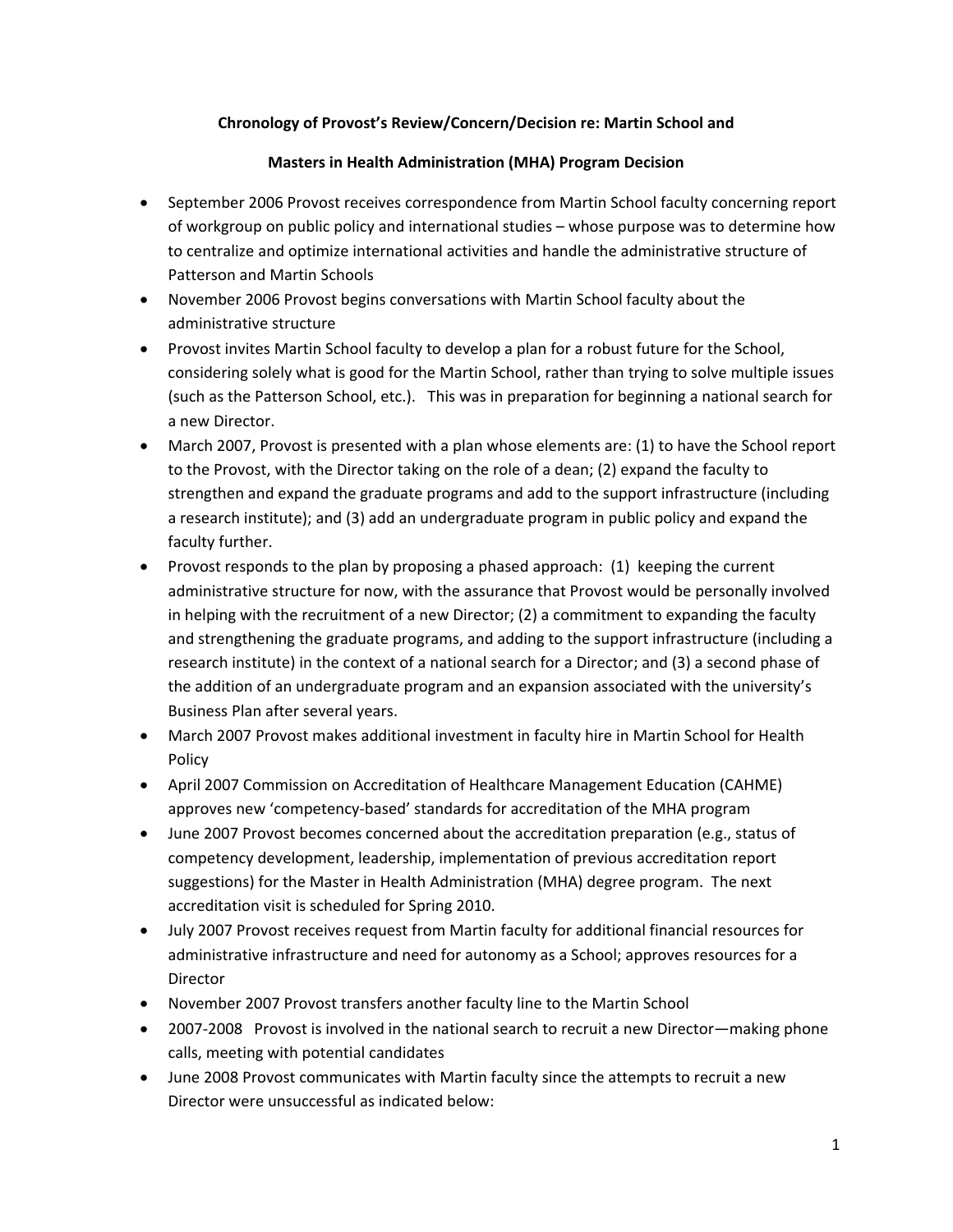**Chronology of Provost's Review/Concern/Decision re: Martin School and**

**Masters in Health Administration (MHA) Program Decision**

- September 2006 Provost receives correspondence from Martin School faculty concerning report of workgroup on public policy and international studies – whose purpose was to determine how to centralize and optimize international activities and handle the administrative structure of Patterson and Martin Schools
- November 2006 Provost begins conversations with Martin School faculty about the administrative structure
- Provost invites Martin School faculty to develop a plan for a robust future for the School, considering solely what is good for the Martin School, rather than trying to solve multiple issues (such as the Patterson School, etc.). This was in preparation for beginning a national search for a new Director.
- March 2007, Provost is presented with a plan whose elements are: (1) to have the School report to the Provost, with the Director taking on the role of a dean; (2) expand the faculty to strengthen and expand the graduate programs and add to the support infrastructure (including a research institute); and (3) add an undergraduate program in public policy and expand the faculty further.
- Provost responds to the plan by proposing a phased approach: (1) keeping the current administrative structure for now, with the assurance that Provost would be personally involved in helping with the recruitment of a new Director; (2) a commitment to expanding the faculty and strengthening the graduate programs, and adding to the support infrastructure (including a research institute) in the context of a national search for a Director; and (3) a second phase of the addition of an undergraduate program and an expansion associated with the university's Business Plan after several years.
- March 2007 Provost makes additional investment in faculty hire in Martin School for Health Policy
- April 2007 Commission on Accreditation of Healthcare Management Education (CAHME) approves new 'competency-based' standards for accreditation of the MHA program
- June 2007 Provost becomes concerned about the accreditation preparation (e.g., status of competency development, leadership, implementation of previous accreditation report suggestions) for the Master in Health Administration (MHA) degree program. The next accreditation visit is scheduled for Spring 2010.
- July 2007 Provost receives request from Martin faculty for additional financial resources for administrative infrastructure and need for autonomy as a School; approves resources for a Director
- November 2007 Provost transfers another faculty line to the Martin School
- 2007-2008 Provost is involved in the national search to recruit a new Director—making phone calls, meeting with potential candidates
- June 2008 Provost communicates with Martin faculty since the attempts to recruit a new Director were unsuccessful as indicated below: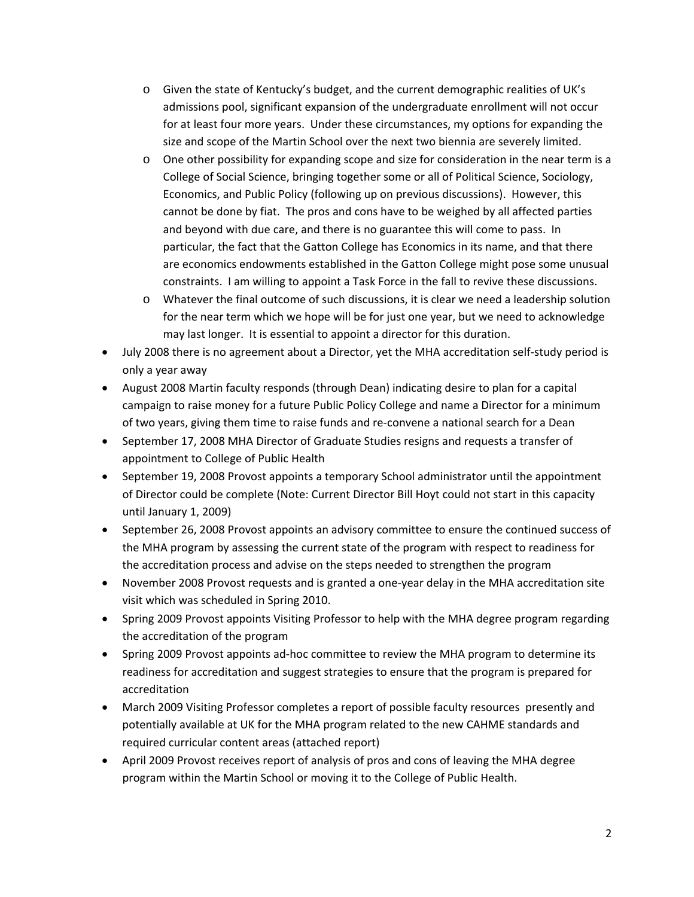- Given the state of Kentucky's budget, and the current demographic realities of UK's admissions pool, significant expansion of the undergraduate enrollment will not occur for at least four more years. Under these circumstances, my options for expanding the size and scope of the Martin School over the next two biennia are severely limited.
  - One other possibility for expanding scope and size for consideration in the near term is a College of Social Science, bringing together some or all of Political Science, Sociology, Economics, and Public Policy (following up on previous discussions). However, this cannot be done by fiat. The pros and cons have to be weighed by all affected parties and beyond with due care, and there is no guarantee this will come to pass. In particular, the fact that the Gatton College has Economics in its name, and that there are economics endowments established in the Gatton College might pose some unusual constraints. I am willing to appoint a Task Force in the fall to revive these discussions.
  - Whatever the final outcome of such discussions, it is clear we need a leadership solution for the near term which we hope will be for just one year, but we need to acknowledge may last longer. It is essential to appoint a director for this duration.
- July 2008 there is no agreement about a Director, yet the MHA accreditation self-study period is only a year away
- August 2008 Martin faculty responds (through Dean) indicating desire to plan for a capital campaign to raise money for a future Public Policy College and name a Director for a minimum of two years, giving them time to raise funds and re-convene a national search for a Dean
- September 17, 2008 MHA Director of Graduate Studies resigns and requests a transfer of appointment to College of Public Health
- September 19, 2008 Provost appoints a temporary School administrator until the appointment of Director could be complete (Note: Current Director Bill Hoyt could not start in this capacity until January 1, 2009)
- September 26, 2008 Provost appoints an advisory committee to ensure the continued success of the MHA program by assessing the current state of the program with respect to readiness for the accreditation process and advise on the steps needed to strengthen the program
- November 2008 Provost requests and is granted a one-year delay in the MHA accreditation site visit which was scheduled in Spring 2010.
- Spring 2009 Provost appoints Visiting Professor to help with the MHA degree program regarding the accreditation of the program
- Spring 2009 Provost appoints ad-hoc committee to review the MHA program to determine its readiness for accreditation and suggest strategies to ensure that the program is prepared for accreditation
- March 2009 Visiting Professor completes a report of possible faculty resources presently and potentially available at UK for the MHA program related to the new CAHME standards and required curricular content areas (attached report)
- April 2009 Provost receives report of analysis of pros and cons of leaving the MHA degree program within the Martin School or moving it to the College of Public Health.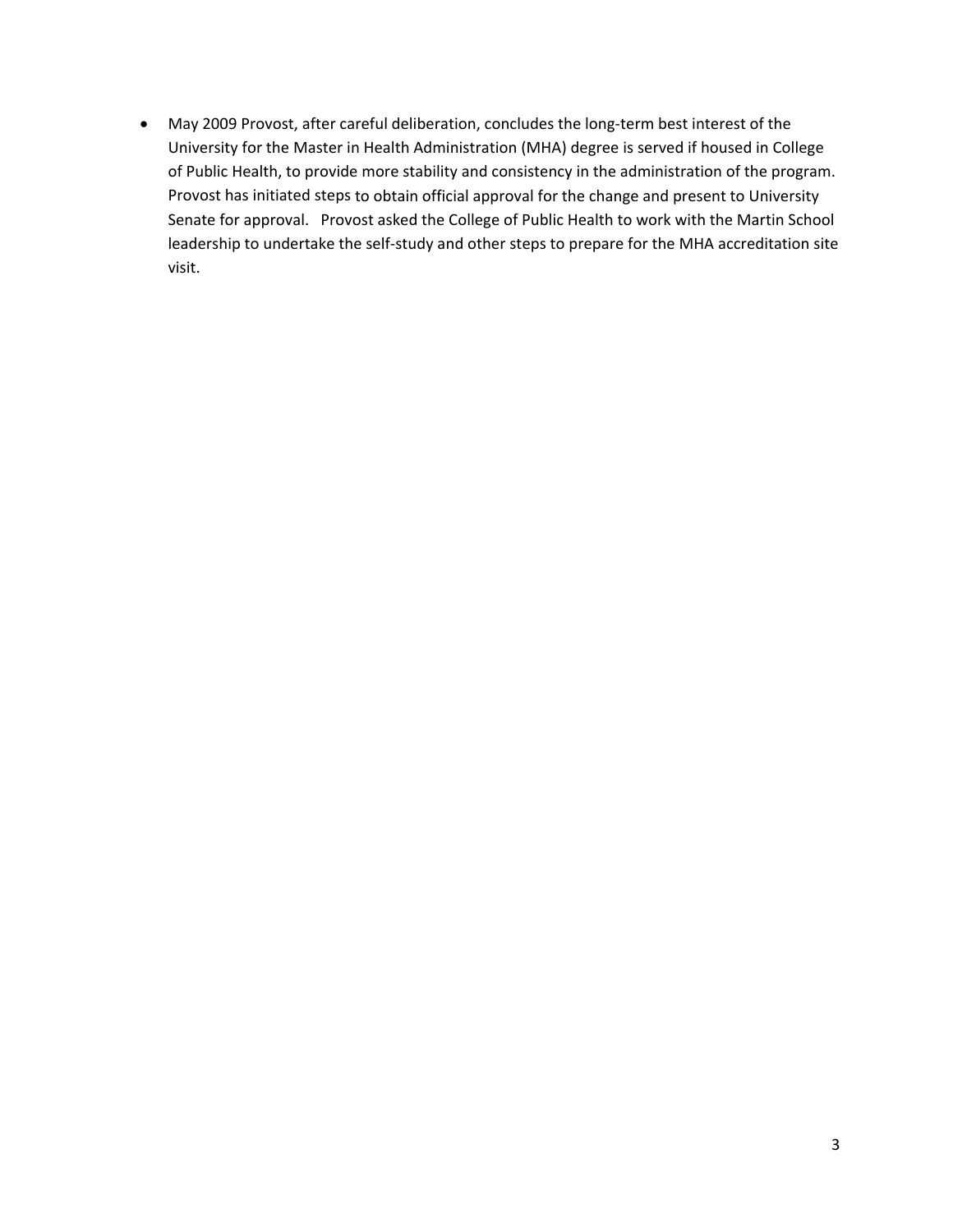- May 2009 Provost, after careful deliberation, concludes the long-term best interest of the University for the Master in Health Administration (MHA) degree is served if housed in College of Public Health, to provide more stability and consistency in the administration of the program. Provost has initiated steps to obtain official approval for the change and present to University Senate for approval. Provost asked the College of Public Health to work with the Martin School leadership to undertake the self-study and other steps to prepare for the MHA accreditation site visit.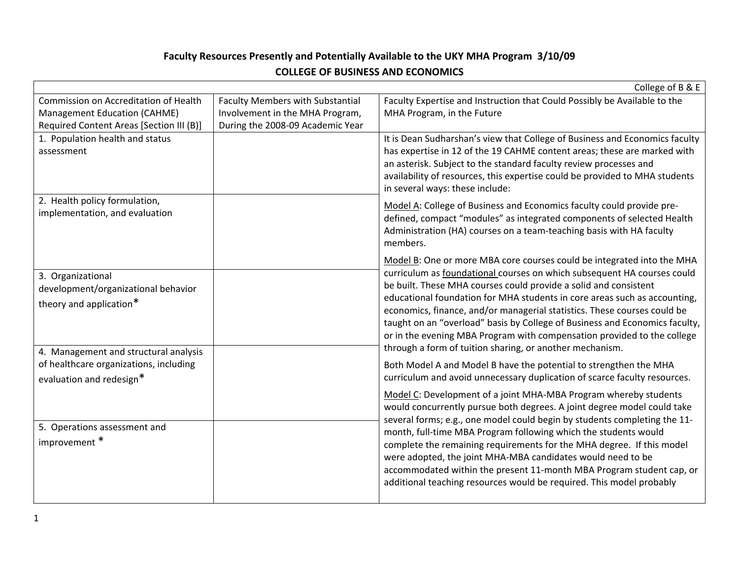**Faculty Resources Presently and Potentially Available to the UKY MHA Program 3/10/09**

**COLLEGE OF BUSINESS AND ECONOMICS**

| | | College of B & E |
|---|---|---|
| Commission on Accreditation of Health Management Education (CAHME) Required Content Areas [Section III (B)] | Faculty Members with Substantial Involvement in the MHA Program, During the 2008-09 Academic Year | Faculty Expertise and Instruction that Could Possibly be Available to the MHA Program, in the Future |
| 1. Population health and status assessment | | It is Dean Sudharshan's view that College of Business and Economics faculty has expertise in 12 of the 19 CAHME content areas; these are marked with an asterisk. Subject to the standard faculty review processes and availability of resources, this expertise could be provided to MHA students in several ways: these include:<br><br>Model A: College of Business and Economics faculty could provide pre-defined, compact "modules" as integrated components of selected Health Administration (HA) courses on a team-teaching basis with HA faculty members.<br><br>Model B: One or more MBA core courses could be integrated into the MHA curriculum as foundational courses on which subsequent HA courses could be built. These MHA courses could provide a solid and consistent educational foundation for MHA students in core areas such as accounting, economics, finance, and/or managerial statistics. These courses could be taught on an "overload" basis by College of Business and Economics faculty, or in the evening MBA Program with compensation provided to the college through a form of tuition sharing, or another mechanism.<br><br>Both Model A and Model B have the potential to strengthen the MHA curriculum and avoid unnecessary duplication of scarce faculty resources.<br><br>Model C: Development of a joint MHA-MBA Program whereby students would concurrently pursue both degrees. A joint degree model could take several forms; e.g., one model could begin by students completing the 11-month, full-time MBA Program following which the students would complete the remaining requirements for the MHA degree. If this model were adopted, the joint MHA-MBA candidates would need to be accommodated within the present 11-month MBA Program student cap, or additional teaching resources would be required. This model probably |
| 2. Health policy formulation, implementation, and evaluation | | |
| 3. Organizational development/organizational behavior theory and application* | | |
| 4. Management and structural analysis of healthcare organizations, including evaluation and redesign* | | |
| 5. Operations assessment and improvement * | | |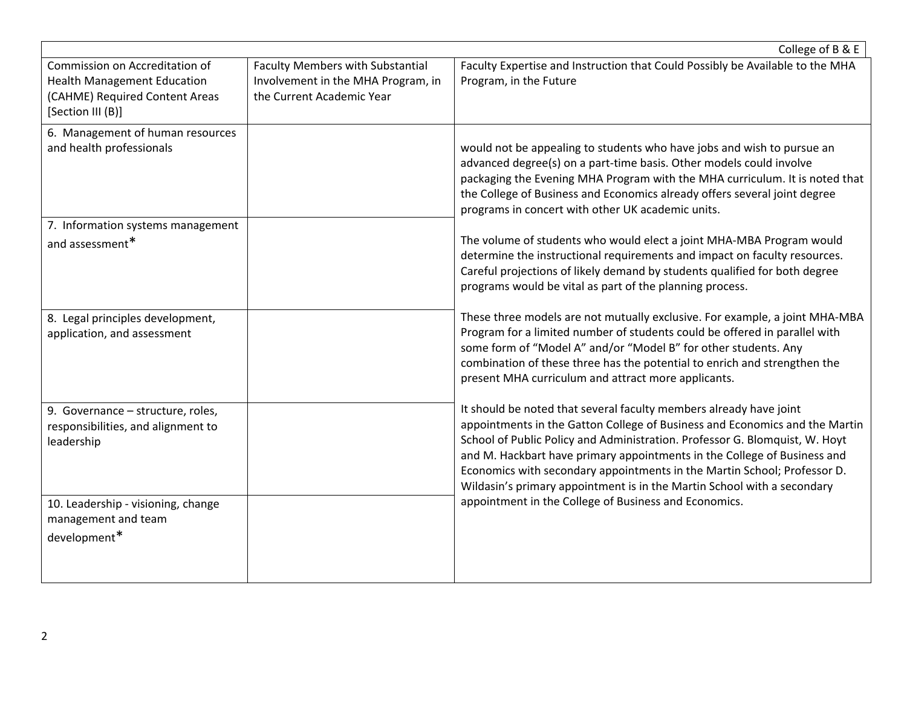College of B & E

| Commission on Accreditation of Health Management Education (CAHME) Required Content Areas [Section III (B)] | Faculty Members with Substantial Involvement in the MHA Program, in the Current Academic Year | Faculty Expertise and Instruction that Could Possibly be Available to the MHA Program, in the Future |
|---|---|---|
| 6. Management of human resources and health professionals | | would not be appealing to students who have jobs and wish to pursue an advanced degree(s) on a part-time basis. Other models could involve packaging the Evening MHA Program with the MHA curriculum. It is noted that the College of Business and Economics already offers several joint degree programs in concert with other UK academic units. |
| 7. Information systems management and assessment* | | The volume of students who would elect a joint MHA-MBA Program would determine the instructional requirements and impact on faculty resources. Careful projections of likely demand by students qualified for both degree programs would be vital as part of the planning process. |
| 8. Legal principles development, application, and assessment | | These three models are not mutually exclusive. For example, a joint MHA-MBA Program for a limited number of students could be offered in parallel with some form of "Model A" and/or "Model B" for other students. Any combination of these three has the potential to enrich and strengthen the present MHA curriculum and attract more applicants. |
| 9. Governance – structure, roles, responsibilities, and alignment to leadership | | It should be noted that several faculty members already have joint appointments in the Gatton College of Business and Economics and the Martin School of Public Policy and Administration. Professor G. Blomquist, W. Hoyt and M. Hackbart have primary appointments in the College of Business and Economics with secondary appointments in the Martin School; Professor D. Wildasin's primary appointment is in the Martin School with a secondary appointment in the College of Business and Economics. |
| 10. Leadership - visioning, change management and team development* | | |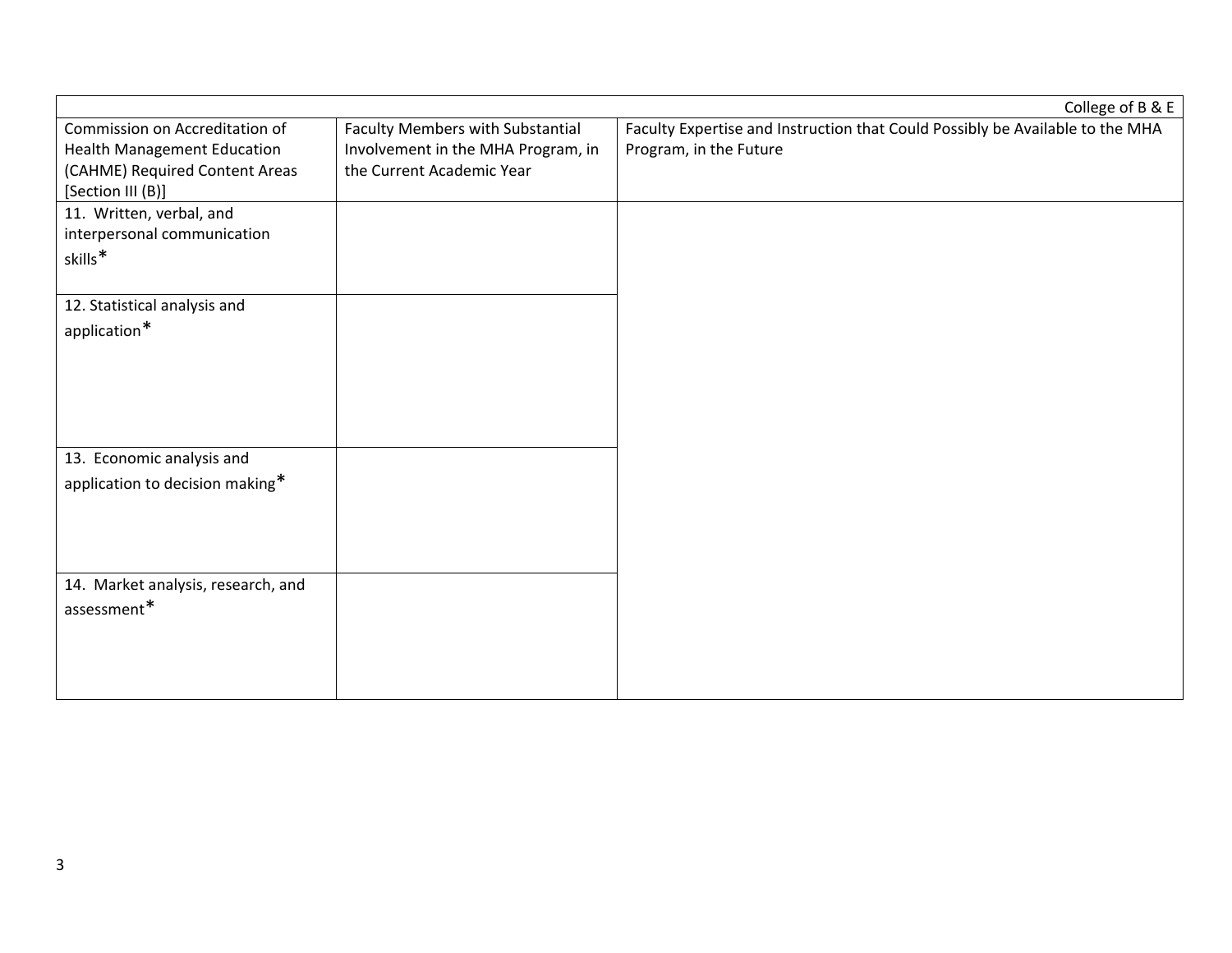| | | College of B & E |
|---|---|---|
| Commission on Accreditation of Health Management Education (CAHME) Required Content Areas [Section III (B)] | Faculty Members with Substantial Involvement in the MHA Program, in the Current Academic Year | Faculty Expertise and Instruction that Could Possibly be Available to the MHA Program, in the Future |
| 11. Written, verbal, and interpersonal communication skills* | | |
| 12. Statistical analysis and application* | | |
| 13. Economic analysis and application to decision making* | | |
| 14. Market analysis, research, and assessment* | | |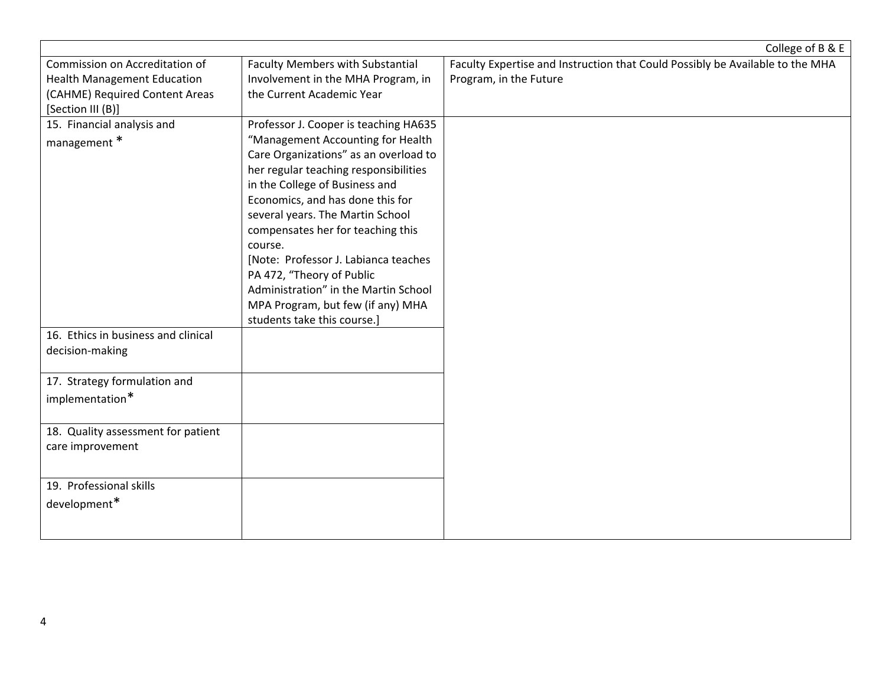College of B & E

| Commission on Accreditation of Health Management Education (CAHME) Required Content Areas [Section III (B)] | Faculty Members with Substantial Involvement in the MHA Program, in the Current Academic Year | Faculty Expertise and Instruction that Could Possibly be Available to the MHA Program, in the Future |
|---|---|---|
| 15. Financial analysis and management * | Professor J. Cooper is teaching HA635 "Management Accounting for Health Care Organizations" as an overload to her regular teaching responsibilities in the College of Business and Economics, and has done this for several years. The Martin School compensates her for teaching this course. [Note: Professor J. Labianca teaches PA 472, "Theory of Public Administration" in the Martin School MPA Program, but few (if any) MHA students take this course.] | |
| 16. Ethics in business and clinical decision-making | | |
| 17. Strategy formulation and implementation* | | |
| 18. Quality assessment for patient care improvement | | |
| 19. Professional skills development* | | |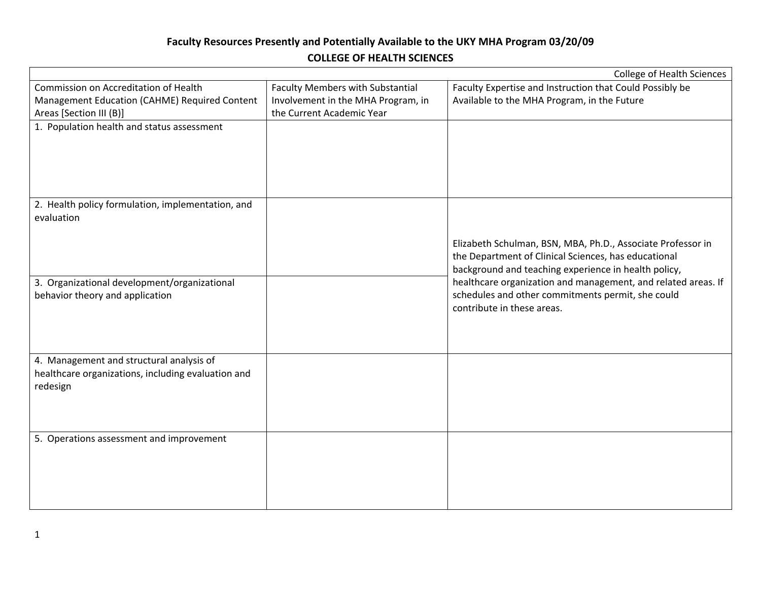**Faculty Resources Presently and Potentially Available to the UKY MHA Program 03/20/09**

**COLLEGE OF HEALTH SCIENCES**

| College of Health Sciences | | |
|---|---|---|
| Commission on Accreditation of Health Management Education (CAHME) Required Content Areas [Section III (B)] | Faculty Members with Substantial Involvement in the MHA Program, in the Current Academic Year | Faculty Expertise and Instruction that Could Possibly be Available to the MHA Program, in the Future |
| 1. Population health and status assessment | | |
| 2. Health policy formulation, implementation, and evaluation | | Elizabeth Schulman, BSN, MBA, Ph.D., Associate Professor in the Department of Clinical Sciences, has educational background and teaching experience in health policy, healthcare organization and management, and related areas. If schedules and other commitments permit, she could contribute in these areas. |
| 3. Organizational development/organizational behavior theory and application | | |
| 4. Management and structural analysis of healthcare organizations, including evaluation and redesign | | |
| 5. Operations assessment and improvement | | |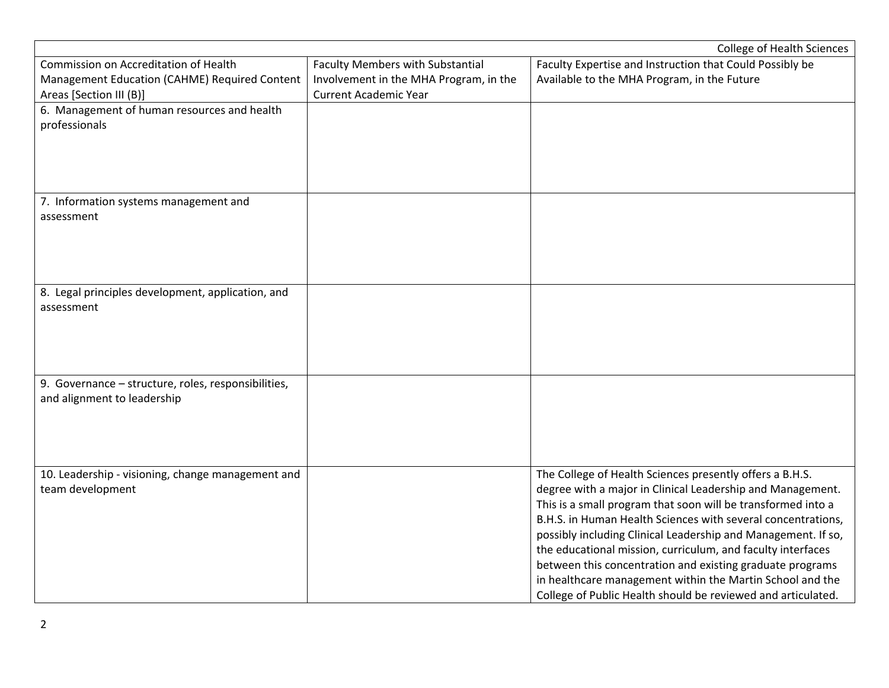| College of Health Sciences | | |
|---|---|---|
| Commission on Accreditation of Health Management Education (CAHME) Required Content Areas [Section III (B)] | Faculty Members with Substantial Involvement in the MHA Program, in the Current Academic Year | Faculty Expertise and Instruction that Could Possibly be Available to the MHA Program, in the Future |
| 6. Management of human resources and health professionals | | |
| 7. Information systems management and assessment | | |
| 8. Legal principles development, application, and assessment | | |
| 9. Governance – structure, roles, responsibilities, and alignment to leadership | | |
| 10. Leadership - visioning, change management and team development | | The College of Health Sciences presently offers a B.H.S. degree with a major in Clinical Leadership and Management. This is a small program that soon will be transformed into a B.H.S. in Human Health Sciences with several concentrations, possibly including Clinical Leadership and Management. If so, the educational mission, curriculum, and faculty interfaces between this concentration and existing graduate programs in healthcare management within the Martin School and the College of Public Health should be reviewed and articulated. |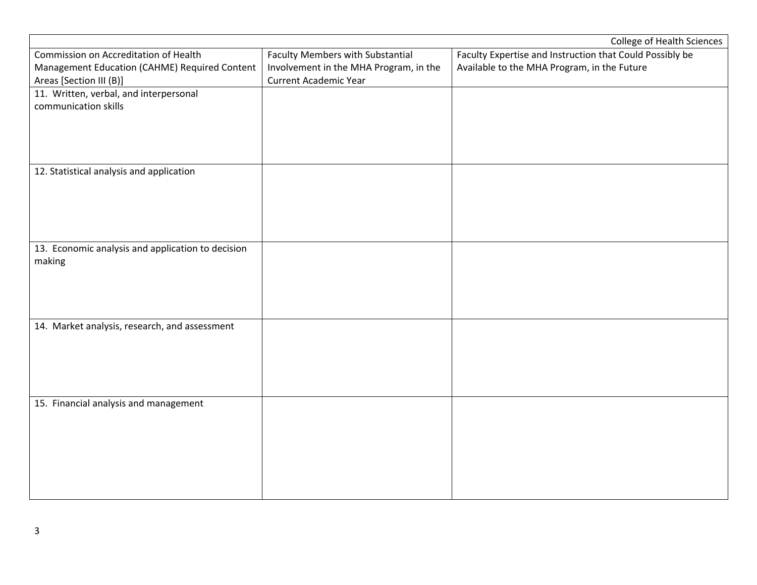College of Health Sciences

| Commission on Accreditation of Health Management Education (CAHME) Required Content Areas [Section III (B)] | Faculty Members with Substantial Involvement in the MHA Program, in the Current Academic Year | Faculty Expertise and Instruction that Could Possibly be Available to the MHA Program, in the Future |
|---|---|---|
| 11. Written, verbal, and interpersonal communication skills | | |
| 12. Statistical analysis and application | | |
| 13. Economic analysis and application to decision making | | |
| 14. Market analysis, research, and assessment | | |
| 15. Financial analysis and management | | |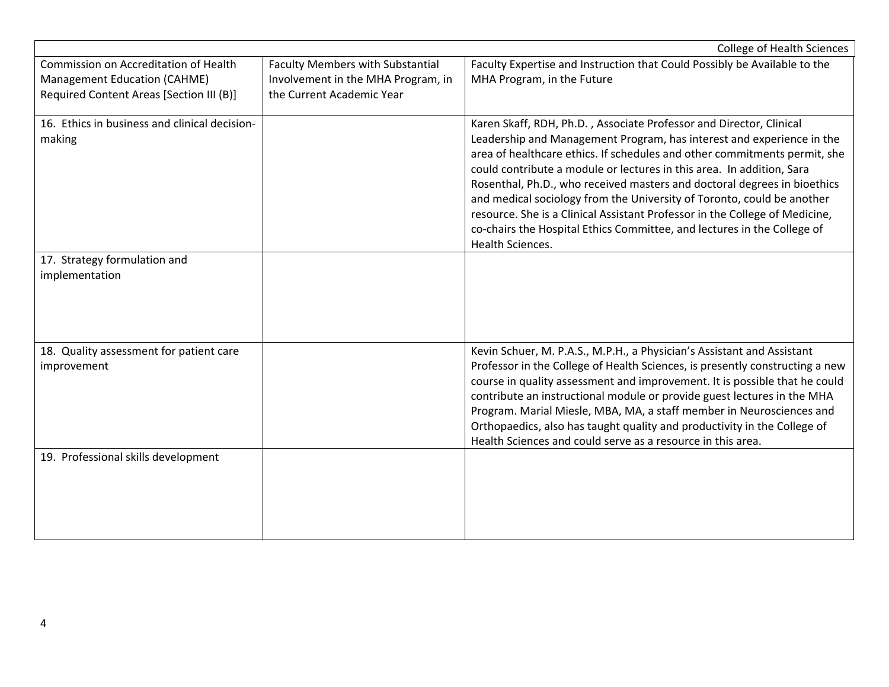| College of Health Sciences | | |
|---|---|---|
| Commission on Accreditation of Health Management Education (CAHME) Required Content Areas [Section III (B)] | Faculty Members with Substantial Involvement in the MHA Program, in the Current Academic Year | Faculty Expertise and Instruction that Could Possibly be Available to the MHA Program, in the Future |
| 16. Ethics in business and clinical decision-making | | Karen Skaff, RDH, Ph.D. , Associate Professor and Director, Clinical Leadership and Management Program, has interest and experience in the area of healthcare ethics. If schedules and other commitments permit, she could contribute a module or lectures in this area. In addition, Sara Rosenthal, Ph.D., who received masters and doctoral degrees in bioethics and medical sociology from the University of Toronto, could be another resource. She is a Clinical Assistant Professor in the College of Medicine, co-chairs the Hospital Ethics Committee, and lectures in the College of Health Sciences. |
| 17. Strategy formulation and implementation | | |
| 18. Quality assessment for patient care improvement | | Kevin Schuer, M. P.A.S., M.P.H., a Physician's Assistant and Assistant Professor in the College of Health Sciences, is presently constructing a new course in quality assessment and improvement. It is possible that he could contribute an instructional module or provide guest lectures in the MHA Program. Marial Miesle, MBA, MA, a staff member in Neurosciences and Orthopaedics, also has taught quality and productivity in the College of Health Sciences and could serve as a resource in this area. |
| 19. Professional skills development | | |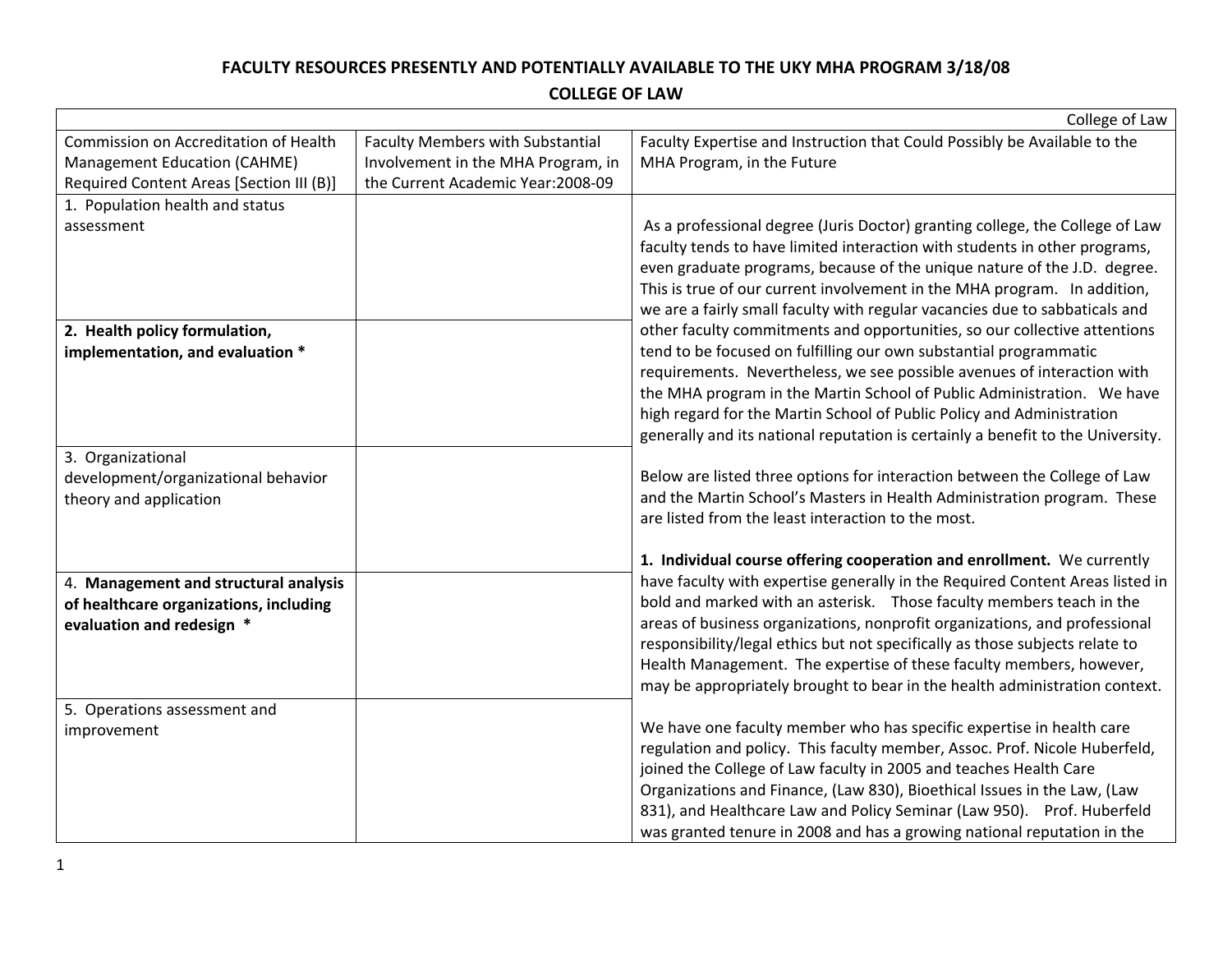# FACULTY RESOURCES PRESENTLY AND POTENTIALLY AVAILABLE TO THE UKY MHA PROGRAM 3/18/08

## COLLEGE OF LAW

| | | College of Law |
|---|---|---|
| Commission on Accreditation of Health Management Education (CAHME) Required Content Areas [Section III (B)] | Faculty Members with Substantial Involvement in the MHA Program, in the Current Academic Year:2008-09 | Faculty Expertise and Instruction that Could Possibly be Available to the MHA Program, in the Future |
| 1. Population health and status assessment | | As a professional degree (Juris Doctor) granting college, the College of Law faculty tends to have limited interaction with students in other programs, even graduate programs, because of the unique nature of the J.D. degree. This is true of our current involvement in the MHA program. In addition, we are a fairly small faculty with regular vacancies due to sabbaticals and other faculty commitments and opportunities, so our collective attentions tend to be focused on fulfilling our own substantial programmatic requirements. Nevertheless, we see possible avenues of interaction with the MHA program in the Martin School of Public Administration. We have high regard for the Martin School of Public Policy and Administration generally and its national reputation is certainly a benefit to the University.<br><br>Below are listed three options for interaction between the College of Law and the Martin School's Masters in Health Administration program. These are listed from the least interaction to the most.<br><br>**1. Individual course offering cooperation and enrollment.** We currently have faculty with expertise generally in the Required Content Areas listed in bold and marked with an asterisk. Those faculty members teach in the areas of business organizations, nonprofit organizations, and professional responsibility/legal ethics but not specifically as those subjects relate to Health Management. The expertise of these faculty members, however, may be appropriately brought to bear in the health administration context.<br><br>We have one faculty member who has specific expertise in health care regulation and policy. This faculty member, Assoc. Prof. Nicole Huberfeld, joined the College of Law faculty in 2005 and teaches Health Care Organizations and Finance, (Law 830), Bioethical Issues in the Law, (Law 831), and Healthcare Law and Policy Seminar (Law 950). Prof. Huberfeld was granted tenure in 2008 and has a growing national reputation in the |
| **2. Health policy formulation, implementation, and evaluation *** | | |
| 3. Organizational development/organizational behavior theory and application | | |
| **4. Management and structural analysis of healthcare organizations, including evaluation and redesign *** | | |
| 5. Operations assessment and improvement | | |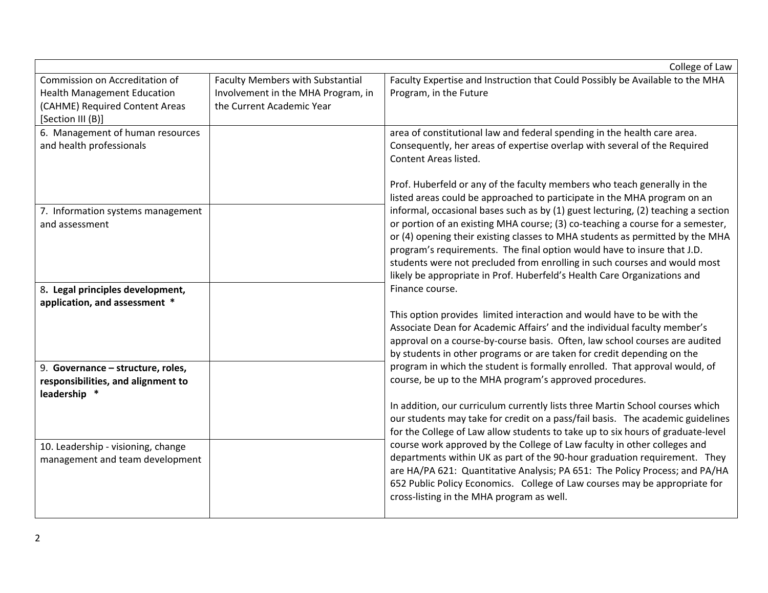| College of Law | | |
|---|---|---|
| Commission on Accreditation of Health Management Education (CAHME) Required Content Areas [Section III (B)] | Faculty Members with Substantial Involvement in the MHA Program, in the Current Academic Year | Faculty Expertise and Instruction that Could Possibly be Available to the MHA Program, in the Future |
| 6. Management of human resources and health professionals | | area of constitutional law and federal spending in the health care area. Consequently, her areas of expertise overlap with several of the Required Content Areas listed.<br><br>Prof. Huberfeld or any of the faculty members who teach generally in the listed areas could be approached to participate in the MHA program on an informal, occasional bases such as by (1) guest lecturing, (2) teaching a section or portion of an existing MHA course; (3) co-teaching a course for a semester, or (4) opening their existing classes to MHA students as permitted by the MHA program's requirements. The final option would have to insure that J.D. students were not precluded from enrolling in such courses and would most likely be appropriate in Prof. Huberfeld's Health Care Organizations and Finance course.<br><br>This option provides limited interaction and would have to be with the Associate Dean for Academic Affairs' and the individual faculty member's approval on a course-by-course basis. Often, law school courses are audited by students in other programs or are taken for credit depending on the program in which the student is formally enrolled. That approval would, of course, be up to the MHA program's approved procedures.<br><br>In addition, our curriculum currently lists three Martin School courses which our students may take for credit on a pass/fail basis. The academic guidelines for the College of Law allow students to take up to six hours of graduate-level course work approved by the College of Law faculty in other colleges and departments within UK as part of the 90-hour graduation requirement. They are HA/PA 621: Quantitative Analysis; PA 651: The Policy Process; and PA/HA 652 Public Policy Economics. College of Law courses may be appropriate for cross-listing in the MHA program as well. |
| 7. Information systems management and assessment | | |
| 8. **Legal principles development, application, and assessment** * | | |
| 9. **Governance – structure, roles, responsibilities, and alignment to leadership** * | | |
| 10. Leadership - visioning, change management and team development | | |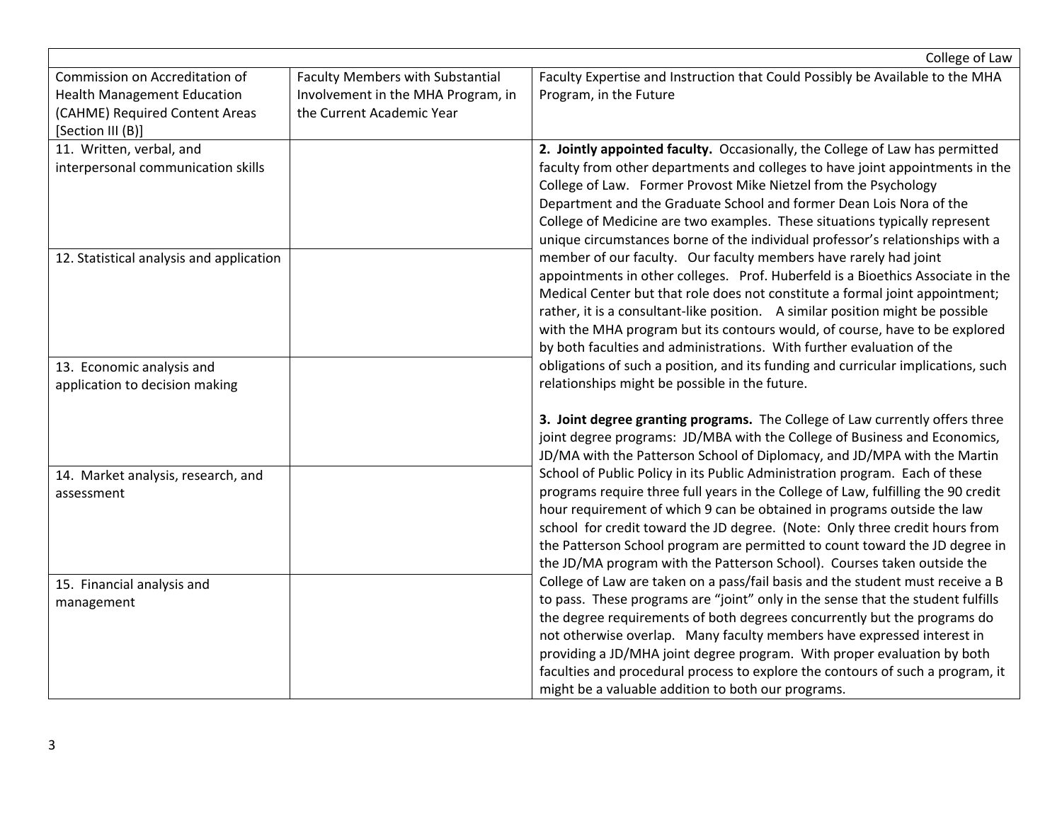| College of Law | | |
|---|---|---|
| Commission on Accreditation of Health Management Education (CAHME) Required Content Areas [Section III (B)] | Faculty Members with Substantial Involvement in the MHA Program, in the Current Academic Year | Faculty Expertise and Instruction that Could Possibly be Available to the MHA Program, in the Future |
| 11. Written, verbal, and interpersonal communication skills | | **2. Jointly appointed faculty.** Occasionally, the College of Law has permitted faculty from other departments and colleges to have joint appointments in the College of Law. Former Provost Mike Nietzel from the Psychology Department and the Graduate School and former Dean Lois Nora of the College of Medicine are two examples. These situations typically represent unique circumstances borne of the individual professor's relationships with a member of our faculty. Our faculty members have rarely had joint appointments in other colleges. Prof. Huberfeld is a Bioethics Associate in the Medical Center but that role does not constitute a formal joint appointment; rather, it is a consultant-like position. A similar position might be possible with the MHA program but its contours would, of course, have to be explored by both faculties and administrations. With further evaluation of the obligations of such a position, and its funding and curricular implications, such relationships might be possible in the future.<br><br>**3. Joint degree granting programs.** The College of Law currently offers three joint degree programs: JD/MBA with the College of Business and Economics, JD/MA with the Patterson School of Diplomacy, and JD/MPA with the Martin School of Public Policy in its Public Administration program. Each of these programs require three full years in the College of Law, fulfilling the 90 credit hour requirement of which 9 can be obtained in programs outside the law school for credit toward the JD degree. (Note: Only three credit hours from the Patterson School program are permitted to count toward the JD degree in the JD/MA program with the Patterson School). Courses taken outside the College of Law are taken on a pass/fail basis and the student must receive a B to pass. These programs are "joint" only in the sense that the student fulfills the degree requirements of both degrees concurrently but the programs do not otherwise overlap. Many faculty members have expressed interest in providing a JD/MHA joint degree program. With proper evaluation by both faculties and procedural process to explore the contours of such a program, it might be a valuable addition to both our programs. |
| 12. Statistical analysis and application | | |
| 13. Economic analysis and application to decision making | | |
| 14. Market analysis, research, and assessment | | |
| 15. Financial analysis and management | | |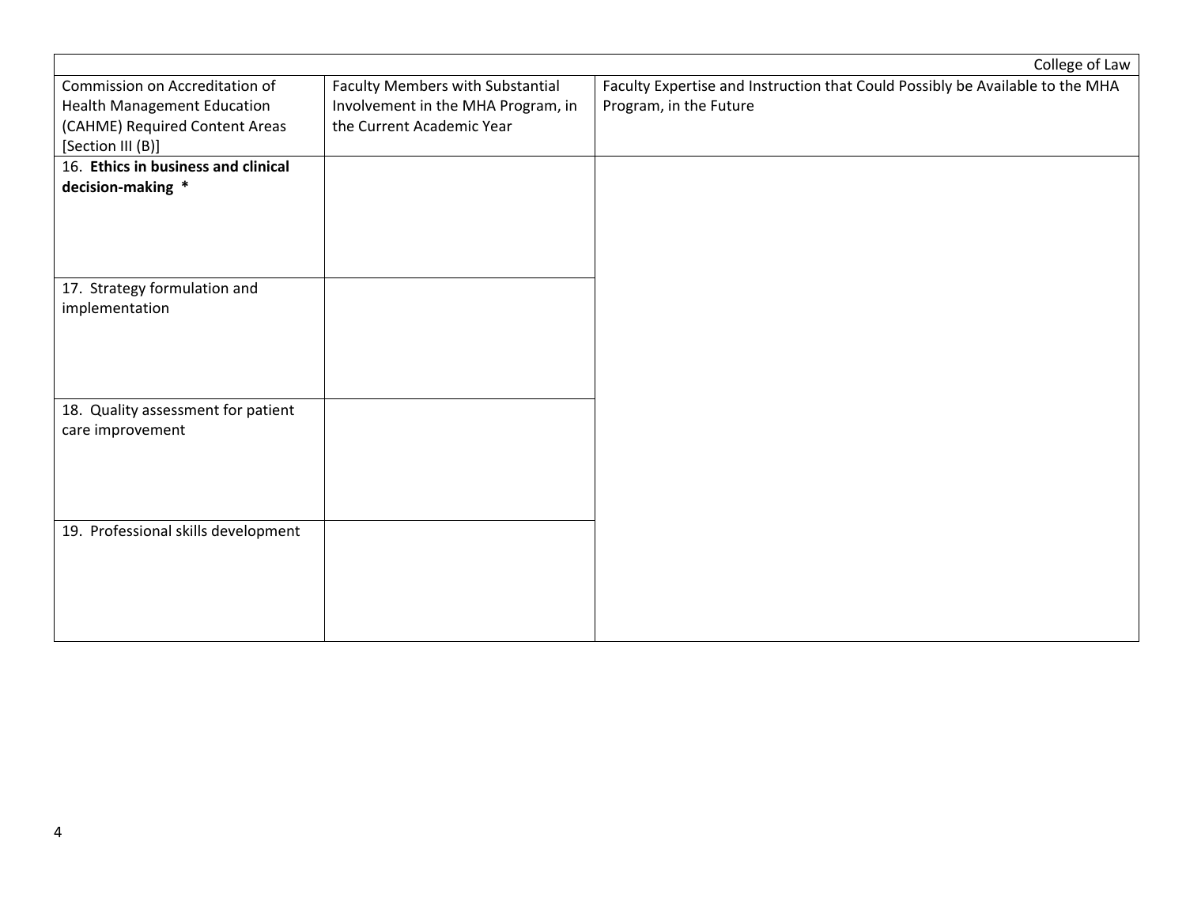| College of Law | | |
|---|---|---|
| Commission on Accreditation of Health Management Education (CAHME) Required Content Areas [Section III (B)] | Faculty Members with Substantial Involvement in the MHA Program, in the Current Academic Year | Faculty Expertise and Instruction that Could Possibly be Available to the MHA Program, in the Future |
| 16. **Ethics in business and clinical decision-making \*** | | |
| 17. Strategy formulation and implementation | | |
| 18. Quality assessment for patient care improvement | | |
| 19. Professional skills development | | |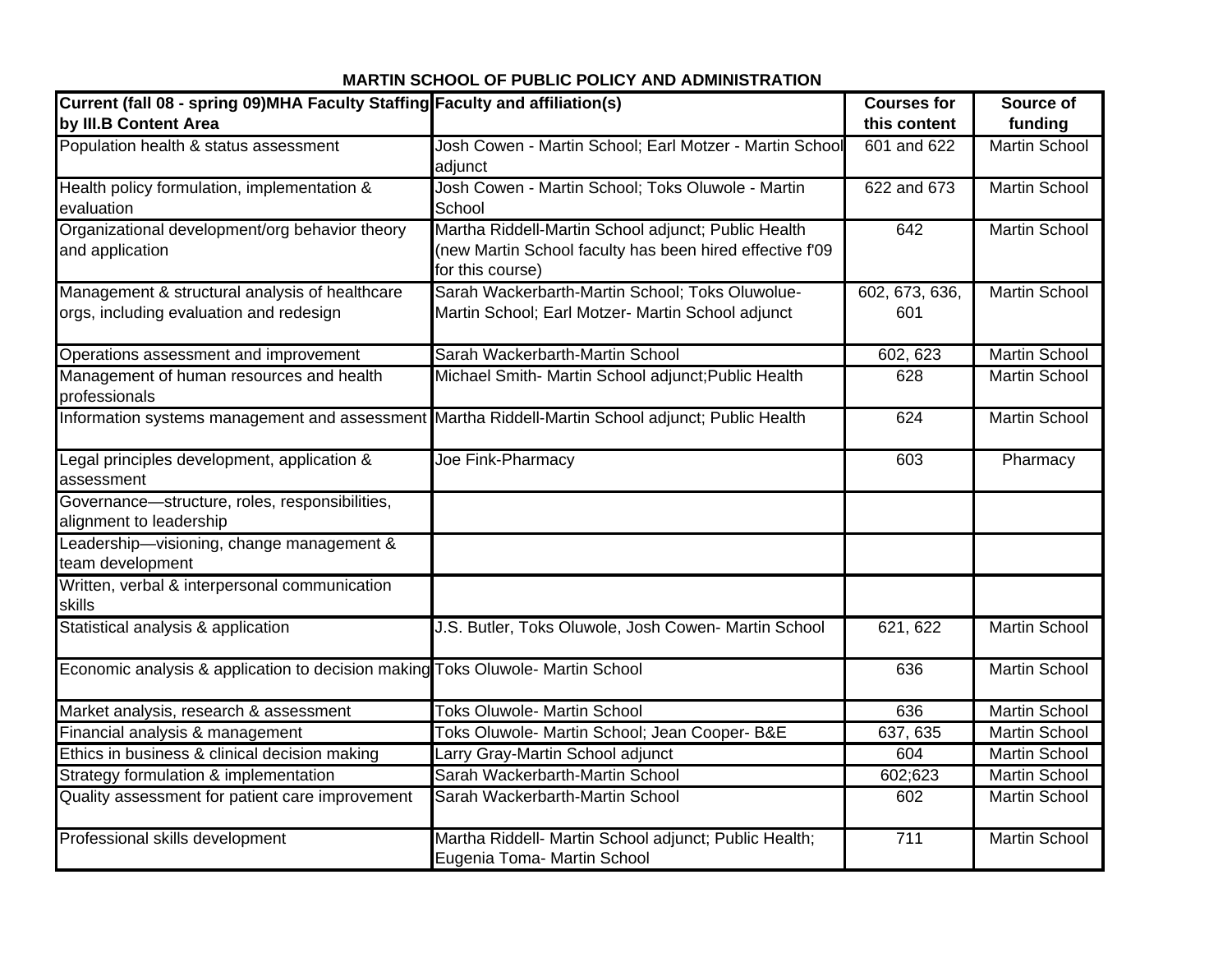## MARTIN SCHOOL OF PUBLIC POLICY AND ADMINISTRATION

| Current (fall 08 - spring 09)MHA Faculty Staffing by III.B Content Area | Faculty and affiliation(s) | Courses for this content | Source of funding |
|---|---|---|---|
| Population health & status assessment | Josh Cowen - Martin School; Earl Motzer - Martin School adjunct | 601 and 622 | Martin School |
| Health policy formulation, implementation & evaluation | Josh Cowen - Martin School; Toks Oluwole - Martin School | 622 and 673 | Martin School |
| Organizational development/org behavior theory and application | Martha Riddell-Martin School adjunct; Public Health (new Martin School faculty has been hired effective f'09 for this course) | 642 | Martin School |
| Management & structural analysis of healthcare orgs, including evaluation and redesign | Sarah Wackerbarth-Martin School; Toks Oluwolue-Martin School; Earl Motzer- Martin School adjunct | 602, 673, 636, 601 | Martin School |
| Operations assessment and improvement | Sarah Wackerbarth-Martin School | 602, 623 | Martin School |
| Management of human resources and health professionals | Michael Smith- Martin School adjunct;Public Health | 628 | Martin School |
| Information systems management and assessment | Martha Riddell-Martin School adjunct; Public Health | 624 | Martin School |
| Legal principles development, application & assessment | Joe Fink-Pharmacy | 603 | Pharmacy |
| Governance—structure, roles, responsibilities, alignment to leadership | | | |
| Leadership—visioning, change management & team development | | | |
| Written, verbal & interpersonal communication skills | | | |
| Statistical analysis & application | J.S. Butler, Toks Oluwole, Josh Cowen- Martin School | 621, 622 | Martin School |
| Economic analysis & application to decision making | Toks Oluwole- Martin School | 636 | Martin School |
| Market analysis, research & assessment | Toks Oluwole- Martin School | 636 | Martin School |
| Financial analysis & management | Toks Oluwole- Martin School; Jean Cooper- B&E | 637, 635 | Martin School |
| Ethics in business & clinical decision making | Larry Gray-Martin School adjunct | 604 | Martin School |
| Strategy formulation & implementation | Sarah Wackerbarth-Martin School | 602;623 | Martin School |
| Quality assessment for patient care improvement | Sarah Wackerbarth-Martin School | 602 | Martin School |
| Professional skills development | Martha Riddell- Martin School adjunct; Public Health; Eugenia Toma- Martin School | 711 | Martin School |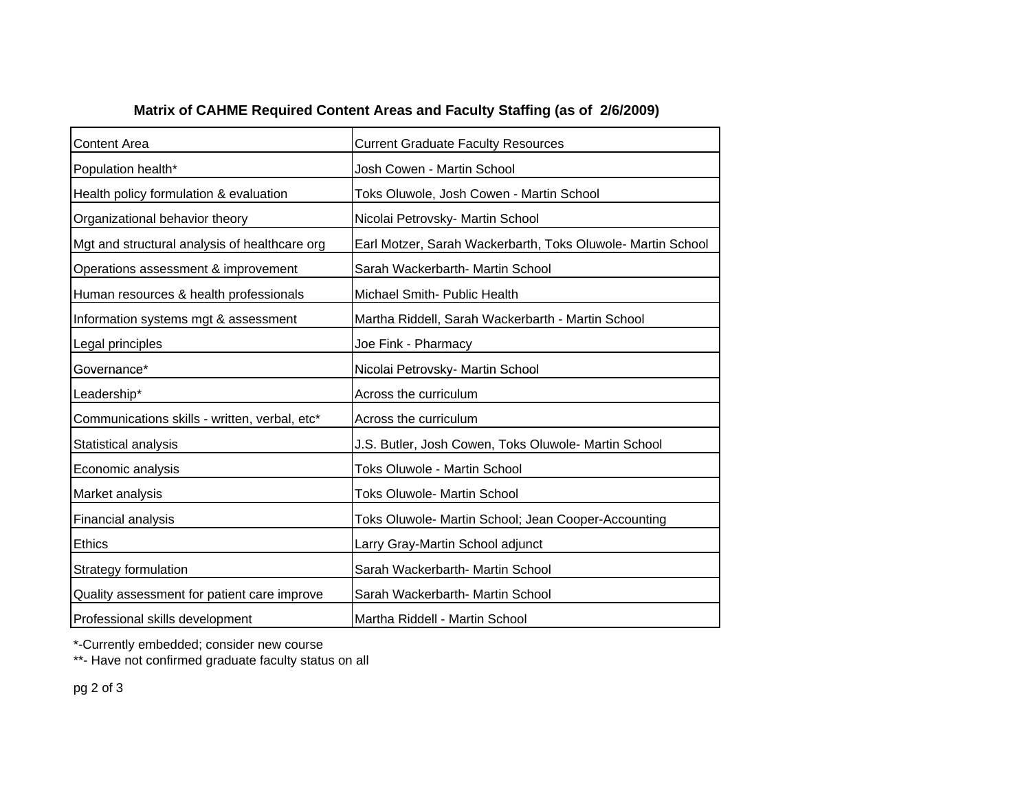**Matrix of CAHME Required Content Areas and Faculty Staffing (as of 2/6/2009)**

| Content Area | Current Graduate Faculty Resources |
|---|---|
| Population health* | Josh Cowen - Martin School |
| Health policy formulation & evaluation | Toks Oluwole, Josh Cowen - Martin School |
| Organizational behavior theory | Nicolai Petrovsky- Martin School |
| Mgt and structural analysis of healthcare org | Earl Motzer, Sarah Wackerbarth, Toks Oluwole- Martin School |
| Operations assessment & improvement | Sarah Wackerbarth- Martin School |
| Human resources & health professionals | Michael Smith- Public Health |
| Information systems mgt & assessment | Martha Riddell, Sarah Wackerbarth - Martin School |
| Legal principles | Joe Fink - Pharmacy |
| Governance* | Nicolai Petrovsky- Martin School |
| Leadership* | Across the curriculum |
| Communications skills - written, verbal, etc* | Across the curriculum |
| Statistical analysis | J.S. Butler, Josh Cowen, Toks Oluwole- Martin School |
| Economic analysis | Toks Oluwole - Martin School |
| Market analysis | Toks Oluwole- Martin School |
| Financial analysis | Toks Oluwole- Martin School; Jean Cooper-Accounting |
| Ethics | Larry Gray-Martin School adjunct |
| Strategy formulation | Sarah Wackerbarth- Martin School |
| Quality assessment for patient care improve | Sarah Wackerbarth- Martin School |
| Professional skills development | Martha Riddell - Martin School |

*-Currently embedded; consider new course

**- Have not confirmed graduate faculty status on all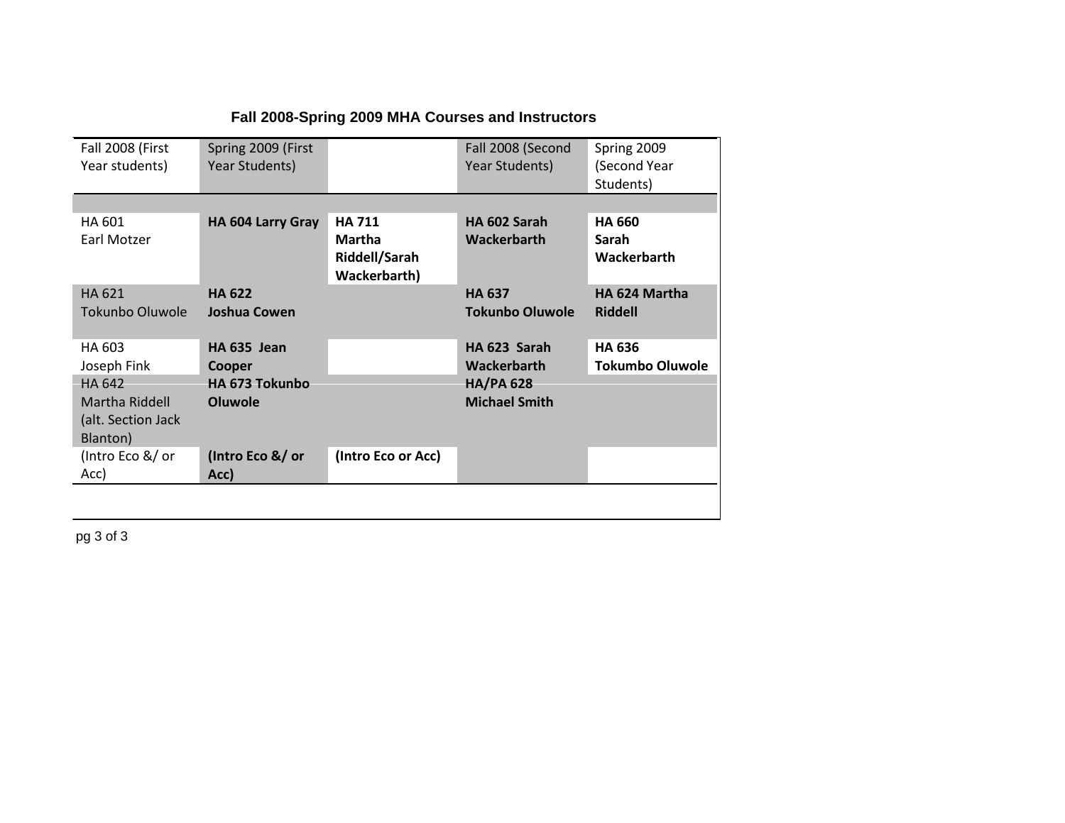**Fall 2008-Spring 2009 MHA Courses and Instructors**

| Fall 2008 (First Year students) | Spring 2009 (First Year Students) | | Fall 2008 (Second Year Students) | Spring 2009 (Second Year Students) |
|---|---|---|---|---|
| | | | | |
| HA 601 Earl Motzer | **HA 604 Larry Gray** | **HA 711 Martha Riddell/Sarah Wackerbarth)** | **HA 602 Sarah Wackerbarth** | **HA 660 Sarah Wackerbarth** |
| HA 621 Tokunbo Oluwole | **HA 622 Joshua Cowen** | | **HA 637 Tokunbo Oluwole** | **HA 624 Martha Riddell** |
| HA 603 Joseph Fink | **HA 635 Jean Cooper** | | **HA 623 Sarah Wackerbarth** | **HA 636 Tokumbo Oluwole** |
| HA 642 Martha Riddell (alt. Section Jack Blanton) | **HA 673 Tokunbo Oluwole** | | **HA/PA 628 Michael Smith** | |
| (Intro Eco &/ or Acc) | **(Intro Eco &/ or Acc)** | **(Intro Eco or Acc)** | | |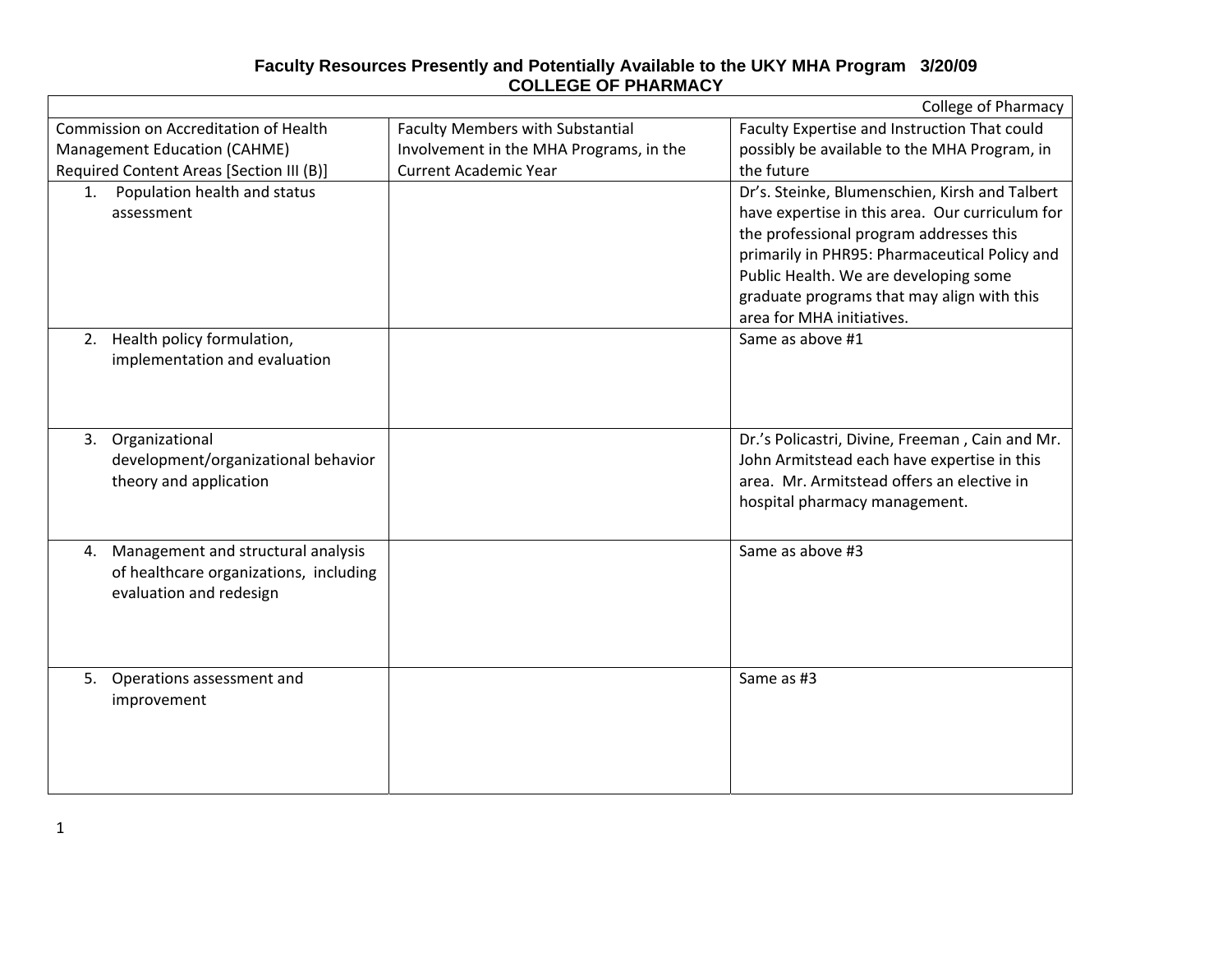**Faculty Resources Presently and Potentially Available to the UKY MHA Program 3/20/09**
**COLLEGE OF PHARMACY**

| | | College of Pharmacy |
|---|---|---|
| Commission on Accreditation of Health Management Education (CAHME) Required Content Areas [Section III (B)] | Faculty Members with Substantial Involvement in the MHA Programs, in the Current Academic Year | Faculty Expertise and Instruction That could possibly be available to the MHA Program, in the future |
| 1. Population health and status assessment | | Dr's. Steinke, Blumenschien, Kirsh and Talbert have expertise in this area. Our curriculum for the professional program addresses this primarily in PHR95: Pharmaceutical Policy and Public Health. We are developing some graduate programs that may align with this area for MHA initiatives. |
| 2. Health policy formulation, implementation and evaluation | | Same as above #1 |
| 3. Organizational development/organizational behavior theory and application | | Dr.'s Policastri, Divine, Freeman , Cain and Mr. John Armitstead each have expertise in this area. Mr. Armitstead offers an elective in hospital pharmacy management. |
| 4. Management and structural analysis of healthcare organizations, including evaluation and redesign | | Same as above #3 |
| 5. Operations assessment and improvement | | Same as #3 |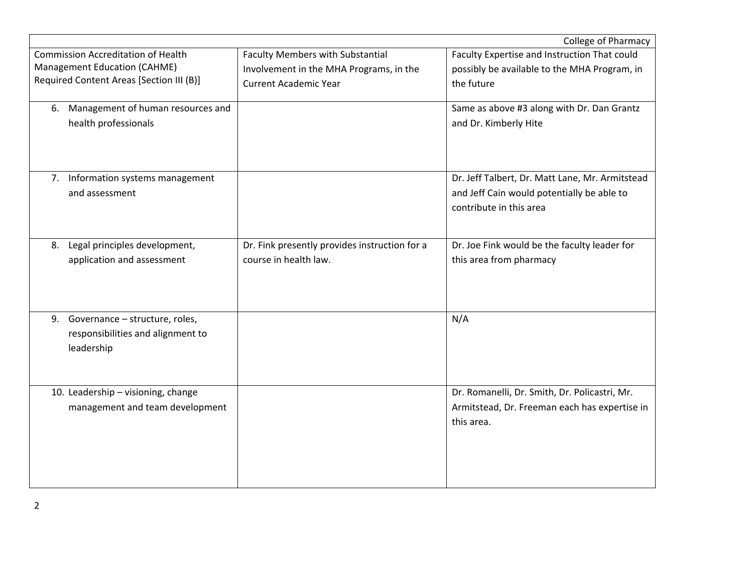| College of Pharmacy | | |
|---|---|---|
| Commission Accreditation of Health Management Education (CAHME) Required Content Areas [Section III (B)] | Faculty Members with Substantial Involvement in the MHA Programs, in the Current Academic Year | Faculty Expertise and Instruction That could possibly be available to the MHA Program, in the future |
| 6. Management of human resources and health professionals | | Same as above #3 along with Dr. Dan Grantz and Dr. Kimberly Hite |
| 7. Information systems management and assessment | | Dr. Jeff Talbert, Dr. Matt Lane, Mr. Armitstead and Jeff Cain would potentially be able to contribute in this area |
| 8. Legal principles development, application and assessment | Dr. Fink presently provides instruction for a course in health law. | Dr. Joe Fink would be the faculty leader for this area from pharmacy |
| 9. Governance – structure, roles, responsibilities and alignment to leadership | | N/A |
| 10. Leadership – visioning, change management and team development | | Dr. Romanelli, Dr. Smith, Dr. Policastri, Mr. Armitstead, Dr. Freeman each has expertise in this area. |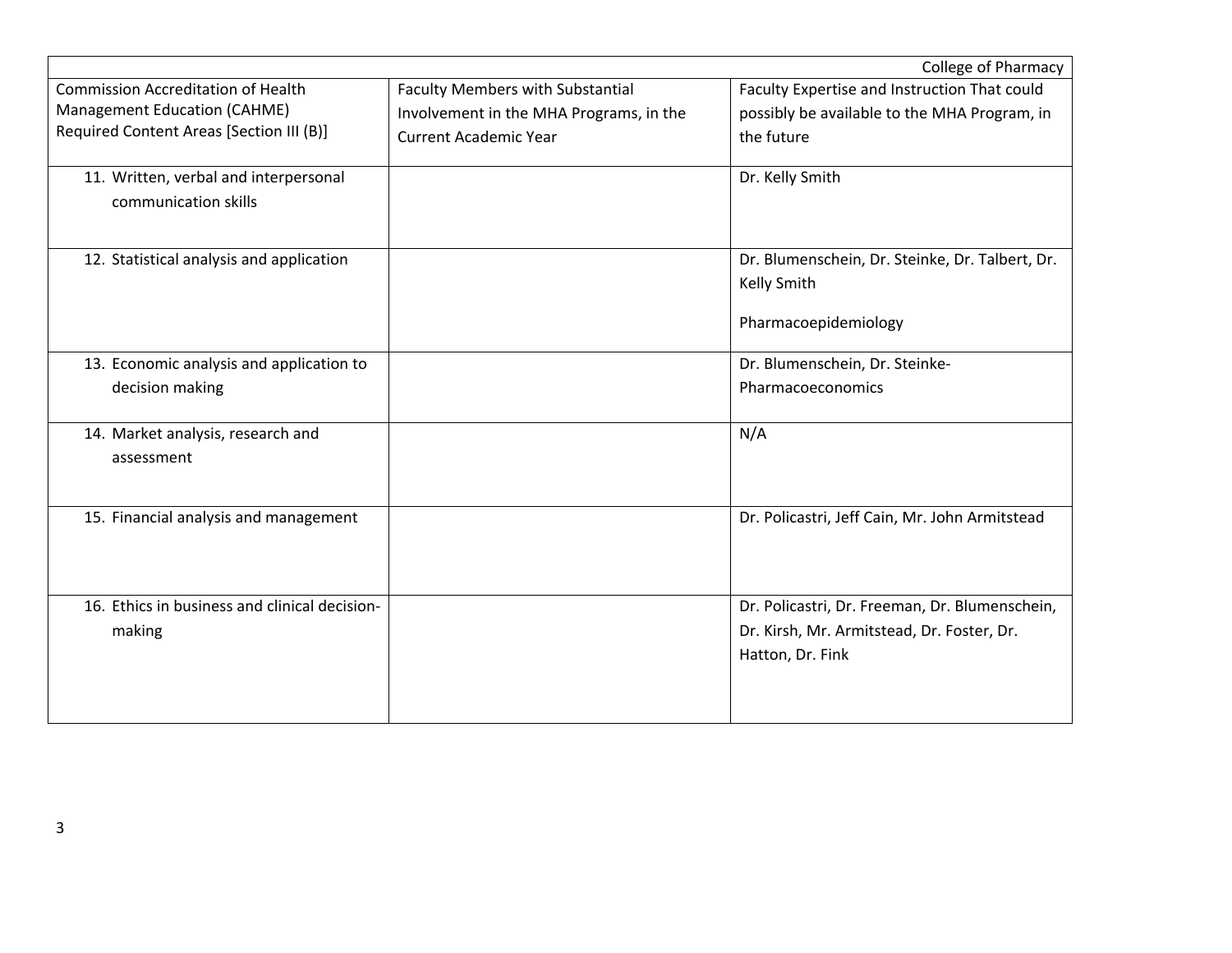| | | College of Pharmacy |
|---|---|---|
| Commission Accreditation of Health Management Education (CAHME) Required Content Areas [Section III (B)] | Faculty Members with Substantial Involvement in the MHA Programs, in the Current Academic Year | Faculty Expertise and Instruction That could possibly be available to the MHA Program, in the future |
| 11. Written, verbal and interpersonal communication skills | | Dr. Kelly Smith |
| 12. Statistical analysis and application | | Dr. Blumenschein, Dr. Steinke, Dr. Talbert, Dr. Kelly Smith<br><br>Pharmacoepidemiology |
| 13. Economic analysis and application to decision making | | Dr. Blumenschein, Dr. Steinke- Pharmacoeconomics |
| 14. Market analysis, research and assessment | | N/A |
| 15. Financial analysis and management | | Dr. Policastri, Jeff Cain, Mr. John Armitstead |
| 16. Ethics in business and clinical decision-making | | Dr. Policastri, Dr. Freeman, Dr. Blumenschein, Dr. Kirsh, Mr. Armitstead, Dr. Foster, Dr. Hatton, Dr. Fink |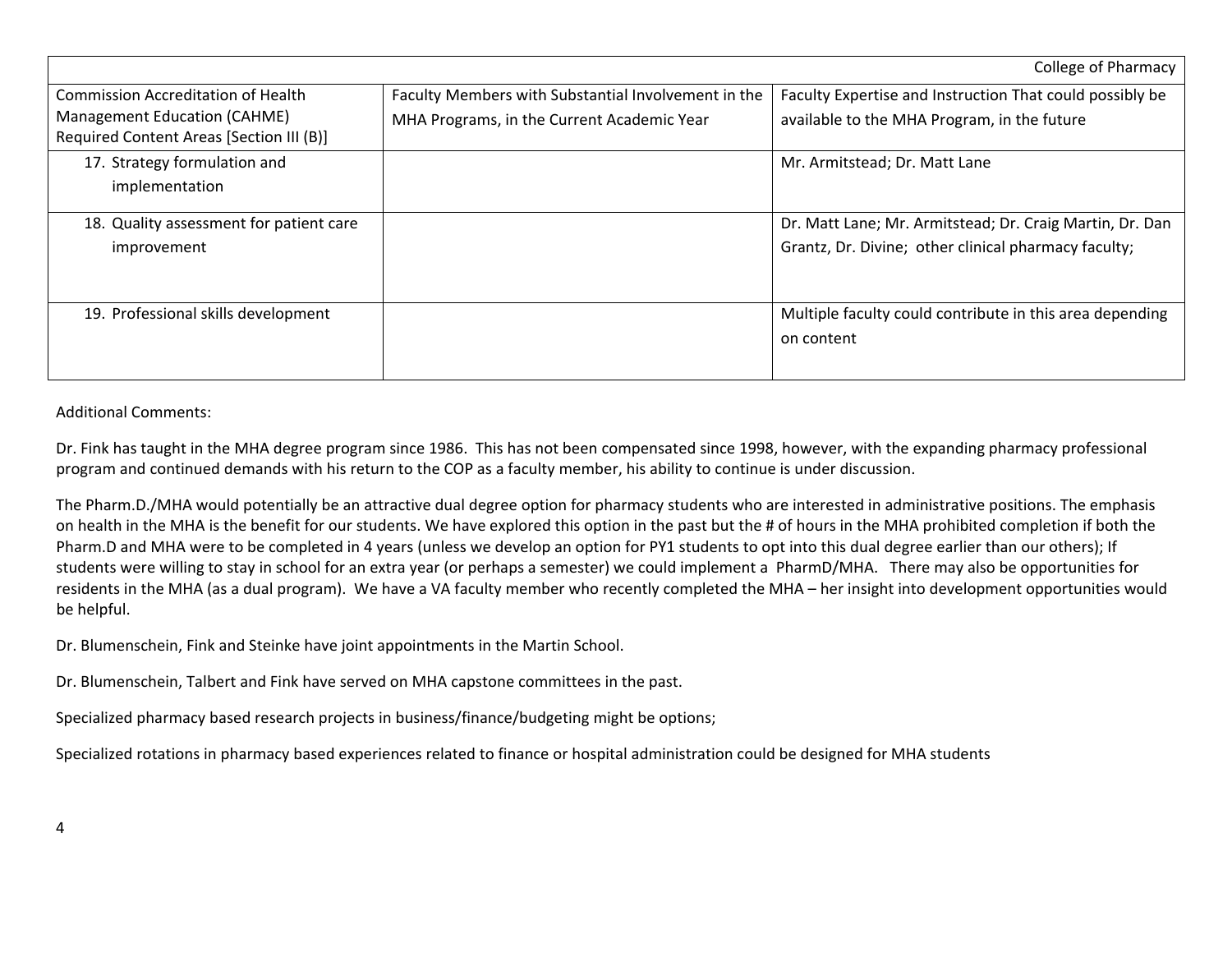| College of Pharmacy | | |
|---|---|---|
| Commission Accreditation of Health Management Education (CAHME) Required Content Areas [Section III (B)] | Faculty Members with Substantial Involvement in the MHA Programs, in the Current Academic Year | Faculty Expertise and Instruction That could possibly be available to the MHA Program, in the future |
| 17. Strategy formulation and implementation | | Mr. Armitstead; Dr. Matt Lane |
| 18. Quality assessment for patient care improvement | | Dr. Matt Lane; Mr. Armitstead; Dr. Craig Martin, Dr. Dan Grantz, Dr. Divine; other clinical pharmacy faculty; |
| 19. Professional skills development | | Multiple faculty could contribute in this area depending on content |

Additional Comments:

Dr. Fink has taught in the MHA degree program since 1986. This has not been compensated since 1998, however, with the expanding pharmacy professional program and continued demands with his return to the COP as a faculty member, his ability to continue is under discussion.

The Pharm.D./MHA would potentially be an attractive dual degree option for pharmacy students who are interested in administrative positions. The emphasis on health in the MHA is the benefit for our students. We have explored this option in the past but the # of hours in the MHA prohibited completion if both the Pharm.D and MHA were to be completed in 4 years (unless we develop an option for PY1 students to opt into this dual degree earlier than our others); If students were willing to stay in school for an extra year (or perhaps a semester) we could implement a PharmD/MHA. There may also be opportunities for residents in the MHA (as a dual program). We have a VA faculty member who recently completed the MHA – her insight into development opportunities would be helpful.

Dr. Blumenschein, Fink and Steinke have joint appointments in the Martin School.

Dr. Blumenschein, Talbert and Fink have served on MHA capstone committees in the past.

Specialized pharmacy based research projects in business/finance/budgeting might be options;

Specialized rotations in pharmacy based experiences related to finance or hospital administration could be designed for MHA students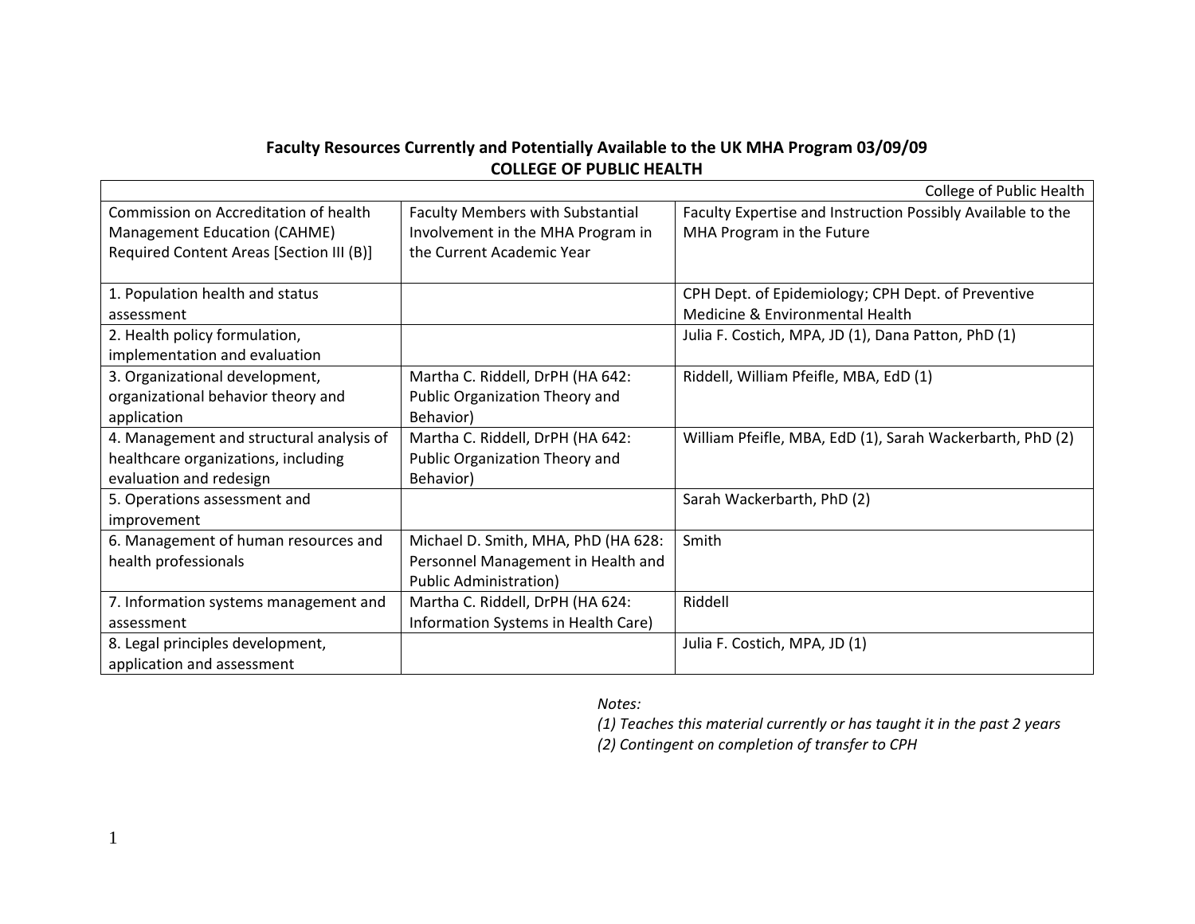**Faculty Resources Currently and Potentially Available to the UK MHA Program 03/09/09**
**COLLEGE OF PUBLIC HEALTH**

| | | College of Public Health |
|---|---|---|
| Commission on Accreditation of health Management Education (CAHME) Required Content Areas [Section III (B)] | Faculty Members with Substantial Involvement in the MHA Program in the Current Academic Year | Faculty Expertise and Instruction Possibly Available to the MHA Program in the Future |
| 1. Population health and status assessment | | CPH Dept. of Epidemiology; CPH Dept. of Preventive Medicine & Environmental Health |
| 2. Health policy formulation, implementation and evaluation | | Julia F. Costich, MPA, JD (1), Dana Patton, PhD (1) |
| 3. Organizational development, organizational behavior theory and application | Martha C. Riddell, DrPH (HA 642: Public Organization Theory and Behavior) | Riddell, William Pfeifle, MBA, EdD (1) |
| 4. Management and structural analysis of healthcare organizations, including evaluation and redesign | Martha C. Riddell, DrPH (HA 642: Public Organization Theory and Behavior) | William Pfeifle, MBA, EdD (1), Sarah Wackerbarth, PhD (2) |
| 5. Operations assessment and improvement | | Sarah Wackerbarth, PhD (2) |
| 6. Management of human resources and health professionals | Michael D. Smith, MHA, PhD (HA 628: Personnel Management in Health and Public Administration) | Smith |
| 7. Information systems management and assessment | Martha C. Riddell, DrPH (HA 624: Information Systems in Health Care) | Riddell |
| 8. Legal principles development, application and assessment | | Julia F. Costich, MPA, JD (1) |

*Notes:*
*(1) Teaches this material currently or has taught it in the past 2 years*
*(2) Contingent on completion of transfer to CPH*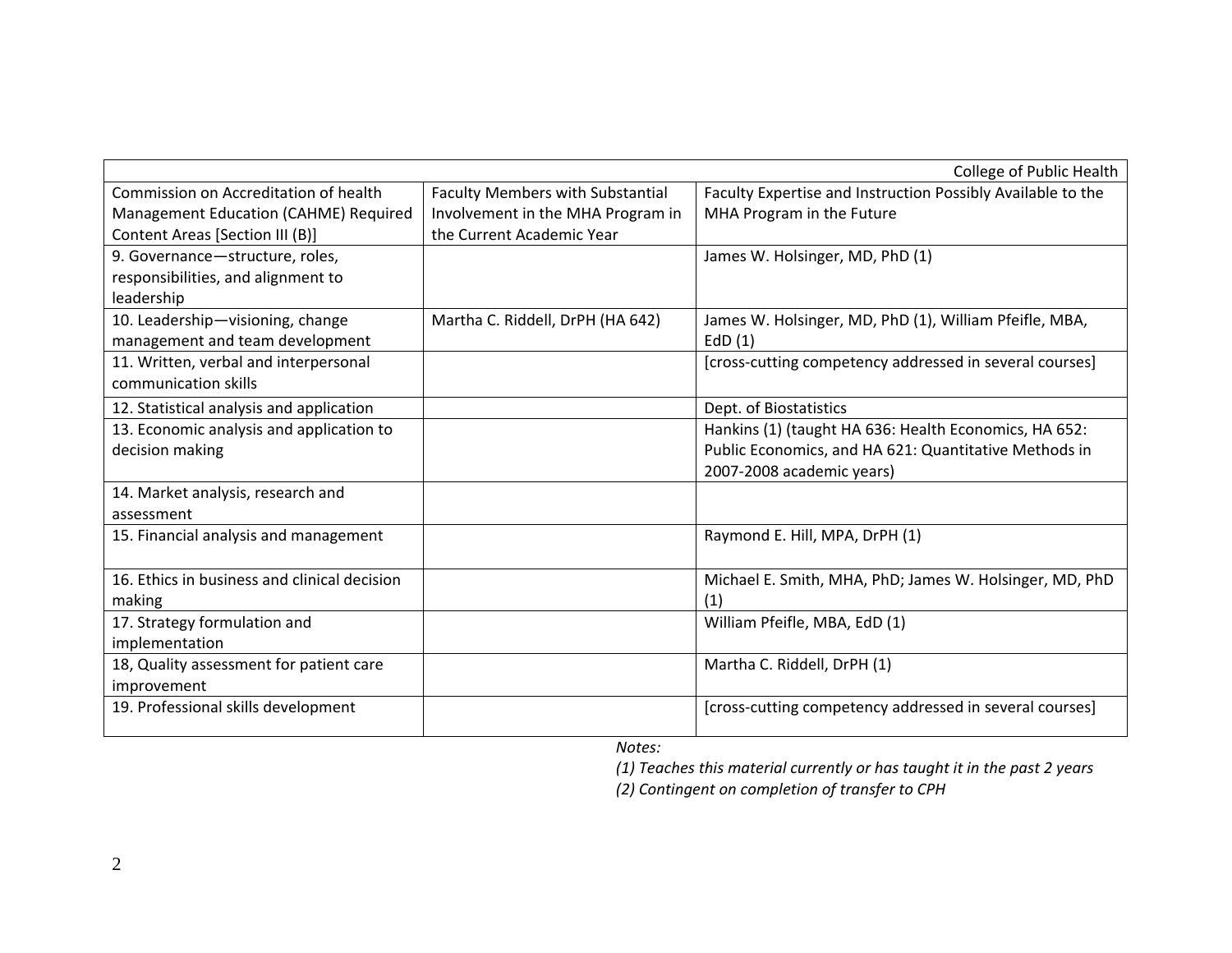| College of Public Health | | |
|---|---|---|
| Commission on Accreditation of health Management Education (CAHME) Required Content Areas [Section III (B)] | Faculty Members with Substantial Involvement in the MHA Program in the Current Academic Year | Faculty Expertise and Instruction Possibly Available to the MHA Program in the Future |
| 9. Governance—structure, roles, responsibilities, and alignment to leadership | | James W. Holsinger, MD, PhD (1) |
| 10. Leadership—visioning, change management and team development | Martha C. Riddell, DrPH (HA 642) | James W. Holsinger, MD, PhD (1), William Pfeifle, MBA, EdD (1) |
| 11. Written, verbal and interpersonal communication skills | | [cross-cutting competency addressed in several courses] |
| 12. Statistical analysis and application | | Dept. of Biostatistics |
| 13. Economic analysis and application to decision making | | Hankins (1) (taught HA 636: Health Economics, HA 652: Public Economics, and HA 621: Quantitative Methods in 2007-2008 academic years) |
| 14. Market analysis, research and assessment | | |
| 15. Financial analysis and management | | Raymond E. Hill, MPA, DrPH (1) |
| 16. Ethics in business and clinical decision making | | Michael E. Smith, MHA, PhD; James W. Holsinger, MD, PhD (1) |
| 17. Strategy formulation and implementation | | William Pfeifle, MBA, EdD (1) |
| 18, Quality assessment for patient care improvement | | Martha C. Riddell, DrPH (1) |
| 19. Professional skills development | | [cross-cutting competency addressed in several courses] |

*Notes:*
*(1) Teaches this material currently or has taught it in the past 2 years*
*(2) Contingent on completion of transfer to CPH*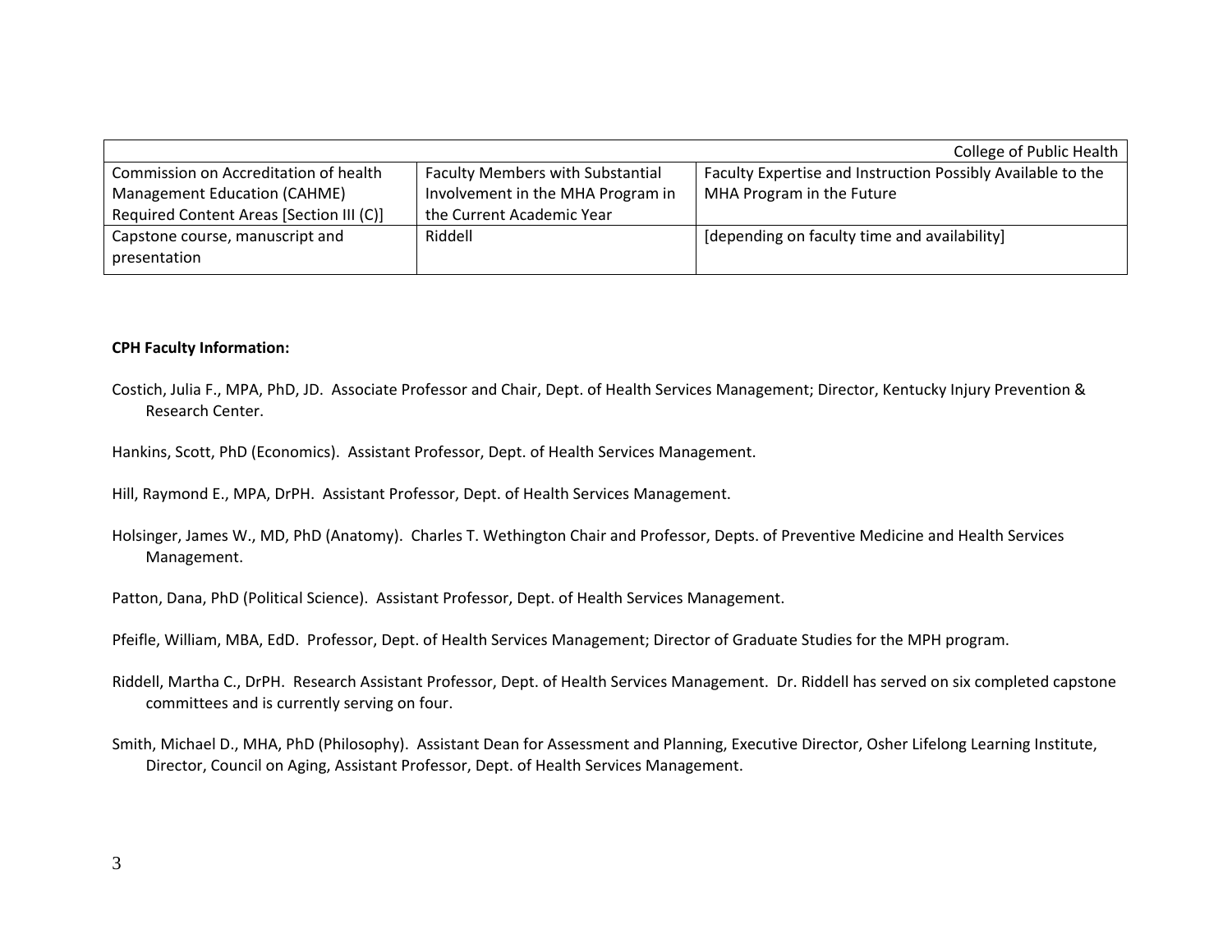| College of Public Health | | |
|---|---|---|
| Commission on Accreditation of health Management Education (CAHME) Required Content Areas [Section III (C)] | Faculty Members with Substantial Involvement in the MHA Program in the Current Academic Year | Faculty Expertise and Instruction Possibly Available to the MHA Program in the Future |
| Capstone course, manuscript and presentation | Riddell | [depending on faculty time and availability] |

**CPH Faculty Information:**

Costich, Julia F., MPA, PhD, JD. Associate Professor and Chair, Dept. of Health Services Management; Director, Kentucky Injury Prevention & Research Center.

Hankins, Scott, PhD (Economics). Assistant Professor, Dept. of Health Services Management.

Hill, Raymond E., MPA, DrPH. Assistant Professor, Dept. of Health Services Management.

Holsinger, James W., MD, PhD (Anatomy). Charles T. Wethington Chair and Professor, Depts. of Preventive Medicine and Health Services Management.

Patton, Dana, PhD (Political Science). Assistant Professor, Dept. of Health Services Management.

Pfeifle, William, MBA, EdD. Professor, Dept. of Health Services Management; Director of Graduate Studies for the MPH program.

Riddell, Martha C., DrPH. Research Assistant Professor, Dept. of Health Services Management. Dr. Riddell has served on six completed capstone committees and is currently serving on four.

Smith, Michael D., MHA, PhD (Philosophy). Assistant Dean for Assessment and Planning, Executive Director, Osher Lifelong Learning Institute, Director, Council on Aging, Assistant Professor, Dept. of Health Services Management.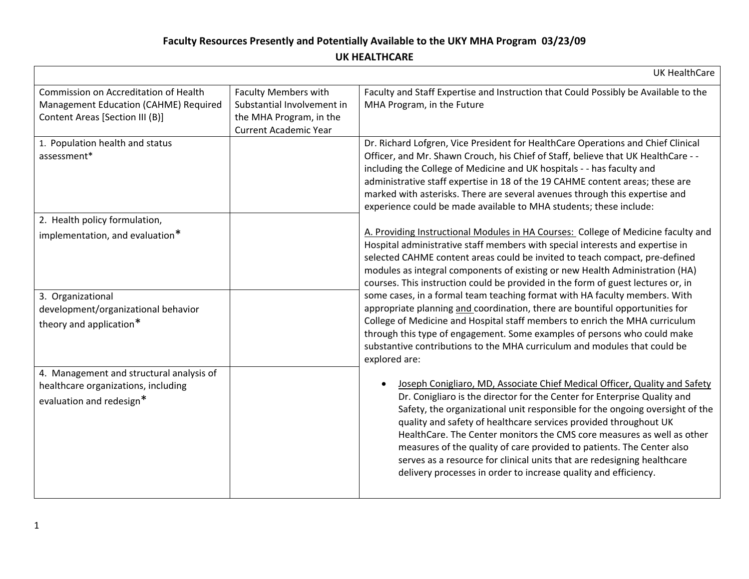# Faculty Resources Presently and Potentially Available to the UKY MHA Program 03/23/09

## UK HEALTHCARE

| | | UK HealthCare |
|---|---|---|
| Commission on Accreditation of Health Management Education (CAHME) Required Content Areas [Section III (B)] | Faculty Members with Substantial Involvement in the MHA Program, in the Current Academic Year | Faculty and Staff Expertise and Instruction that Could Possibly be Available to the MHA Program, in the Future |
| 1. Population health and status assessment* | | Dr. Richard Lofgren, Vice President for HealthCare Operations and Chief Clinical Officer, and Mr. Shawn Crouch, his Chief of Staff, believe that UK HealthCare - - including the College of Medicine and UK hospitals - - has faculty and administrative staff expertise in 18 of the 19 CAHME content areas; these are marked with asterisks. There are several avenues through this expertise and experience could be made available to MHA students; these include:<br><br>A. Providing Instructional Modules in HA Courses: College of Medicine faculty and Hospital administrative staff members with special interests and expertise in selected CAHME content areas could be invited to teach compact, pre-defined modules as integral components of existing or new Health Administration (HA) courses. This instruction could be provided in the form of guest lectures or, in some cases, in a formal team teaching format with HA faculty members. With appropriate planning and coordination, there are bountiful opportunities for College of Medicine and Hospital staff members to enrich the MHA curriculum through this type of engagement. Some examples of persons who could make substantive contributions to the MHA curriculum and modules that could be explored are:<br><br>• Joseph Conigliaro, MD, Associate Chief Medical Officer, Quality and Safety Dr. Conigliaro is the director for the Center for Enterprise Quality and Safety, the organizational unit responsible for the ongoing oversight of the quality and safety of healthcare services provided throughout UK HealthCare. The Center monitors the CMS core measures as well as other measures of the quality of care provided to patients. The Center also serves as a resource for clinical units that are redesigning healthcare delivery processes in order to increase quality and efficiency. |
| 2. Health policy formulation, implementation, and evaluation* | | |
| 3. Organizational development/organizational behavior theory and application* | | |
| 4. Management and structural analysis of healthcare organizations, including evaluation and redesign* | | |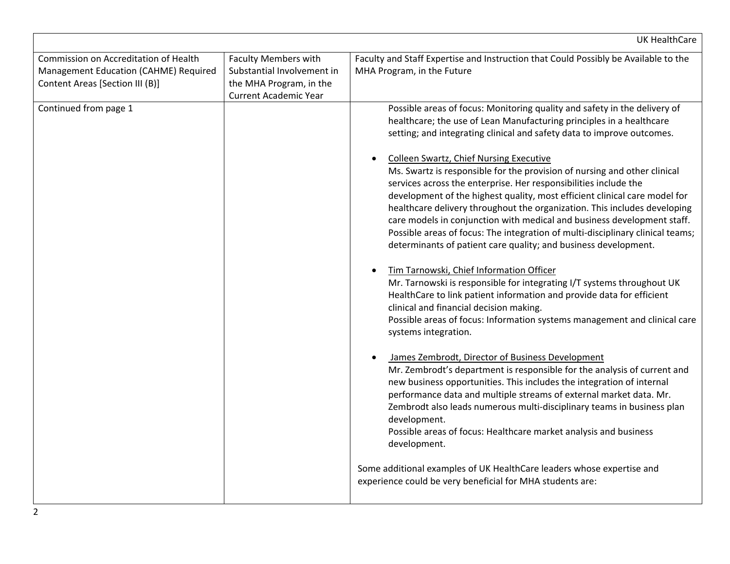| UK HealthCare | | |
|---|---|---|
| Commission on Accreditation of Health Management Education (CAHME) Required Content Areas [Section III (B)] | Faculty Members with Substantial Involvement in the MHA Program, in the Current Academic Year | Faculty and Staff Expertise and Instruction that Could Possibly be Available to the MHA Program, in the Future |
| Continued from page 1 | | Possible areas of focus: Monitoring quality and safety in the delivery of healthcare; the use of Lean Manufacturing principles in a healthcare setting; and integrating clinical and safety data to improve outcomes.<br><br>• Colleen Swartz, Chief Nursing Executive<br>Ms. Swartz is responsible for the provision of nursing and other clinical services across the enterprise. Her responsibilities include the development of the highest quality, most efficient clinical care model for healthcare delivery throughout the organization. This includes developing care models in conjunction with medical and business development staff.<br>Possible areas of focus: The integration of multi-disciplinary clinical teams; determinants of patient care quality; and business development.<br><br>• Tim Tarnowski, Chief Information Officer<br>Mr. Tarnowski is responsible for integrating I/T systems throughout UK HealthCare to link patient information and provide data for efficient clinical and financial decision making.<br>Possible areas of focus: Information systems management and clinical care systems integration.<br><br>• James Zembrodt, Director of Business Development<br>Mr. Zembrodt's department is responsible for the analysis of current and new business opportunities. This includes the integration of internal performance data and multiple streams of external market data. Mr. Zembrodt also leads numerous multi-disciplinary teams in business plan development.<br>Possible areas of focus: Healthcare market analysis and business development.<br><br>Some additional examples of UK HealthCare leaders whose expertise and experience could be very beneficial for MHA students are: |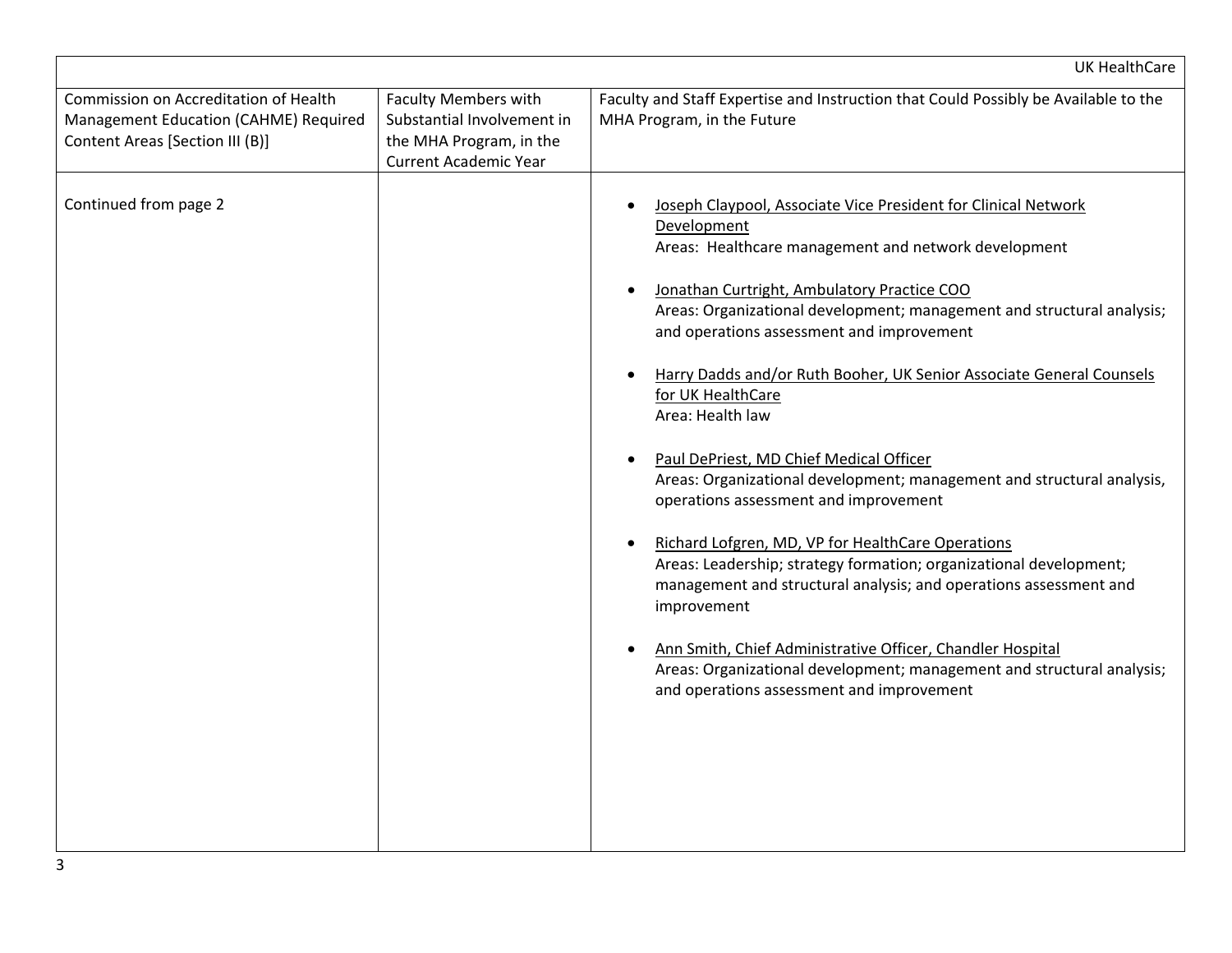| UK HealthCare | | |
|---|---|---|
| Commission on Accreditation of Health Management Education (CAHME) Required Content Areas [Section III (B)] | Faculty Members with Substantial Involvement in the MHA Program, in the Current Academic Year | Faculty and Staff Expertise and Instruction that Could Possibly be Available to the MHA Program, in the Future |
| Continued from page 2 | | • Joseph Claypool, Associate Vice President for Clinical Network Development<br>Areas: Healthcare management and network development<br><br>• Jonathan Curtright, Ambulatory Practice COO<br>Areas: Organizational development; management and structural analysis; and operations assessment and improvement<br><br>• Harry Dadds and/or Ruth Booher, UK Senior Associate General Counsels for UK HealthCare<br>Area: Health law<br><br>• Paul DePriest, MD Chief Medical Officer<br>Areas: Organizational development; management and structural analysis, operations assessment and improvement<br><br>• Richard Lofgren, MD, VP for HealthCare Operations<br>Areas: Leadership; strategy formation; organizational development; management and structural analysis; and operations assessment and improvement<br><br>• Ann Smith, Chief Administrative Officer, Chandler Hospital<br>Areas: Organizational development; management and structural analysis; and operations assessment and improvement |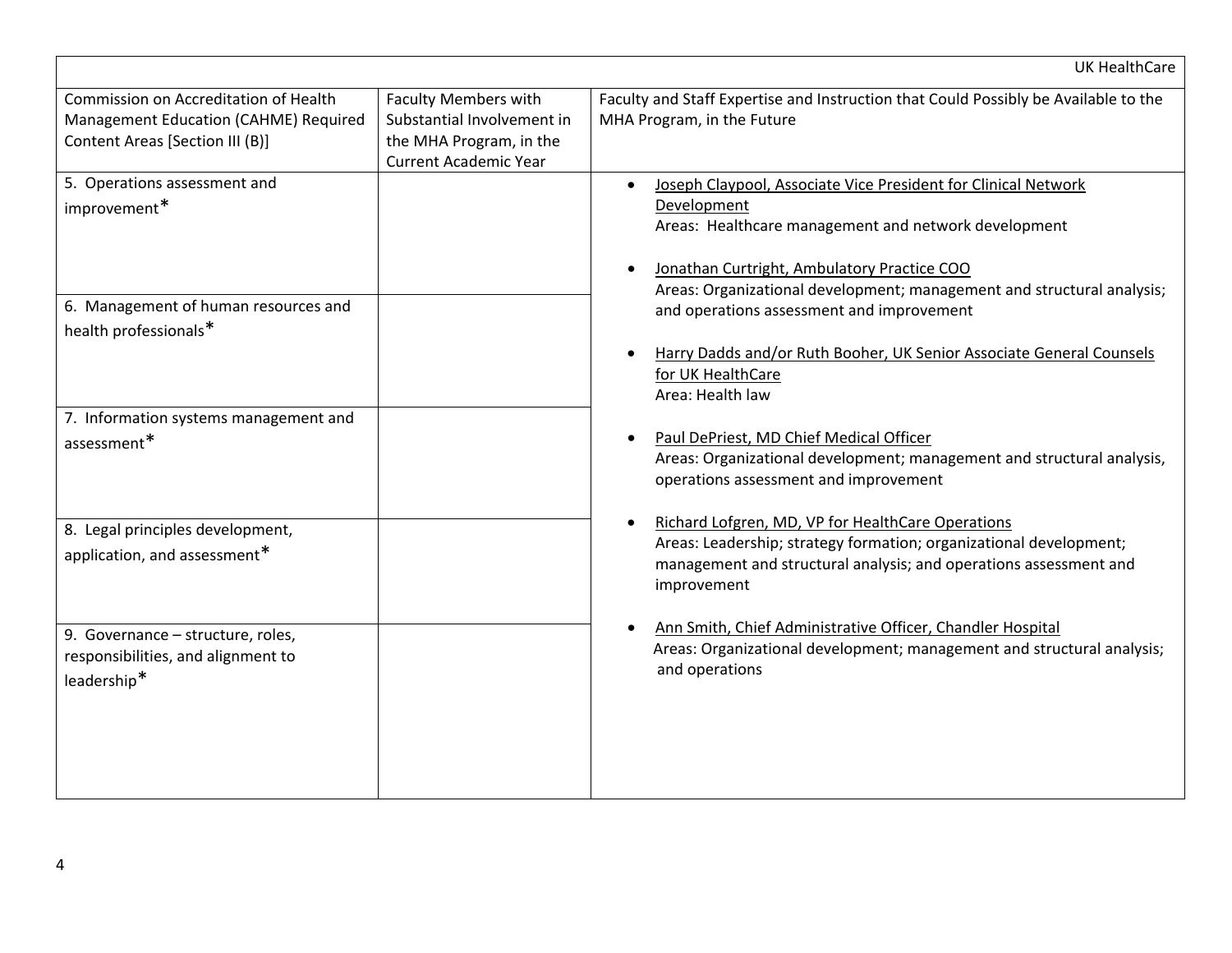| UK HealthCare | | |
|---|---|---|
| Commission on Accreditation of Health Management Education (CAHME) Required Content Areas [Section III (B)] | Faculty Members with Substantial Involvement in the MHA Program, in the Current Academic Year | Faculty and Staff Expertise and Instruction that Could Possibly be Available to the MHA Program, in the Future |
| 5. Operations assessment and improvement* | | • Joseph Claypool, Associate Vice President for Clinical Network Development<br>Areas: Healthcare management and network development<br><br>• Jonathan Curtright, Ambulatory Practice COO<br>Areas: Organizational development; management and structural analysis; and operations assessment and improvement<br><br>• Harry Dadds and/or Ruth Booher, UK Senior Associate General Counsels for UK HealthCare<br>Area: Health law<br><br>• Paul DePriest, MD Chief Medical Officer<br>Areas: Organizational development; management and structural analysis, operations assessment and improvement<br><br>• Richard Lofgren, MD, VP for HealthCare Operations<br>Areas: Leadership; strategy formation; organizational development; management and structural analysis; and operations assessment and improvement<br><br>• Ann Smith, Chief Administrative Officer, Chandler Hospital<br>Areas: Organizational development; management and structural analysis; and operations |
| 6. Management of human resources and health professionals* | | |
| 7. Information systems management and assessment* | | |
| 8. Legal principles development, application, and assessment* | | |
| 9. Governance – structure, roles, responsibilities, and alignment to leadership* | | |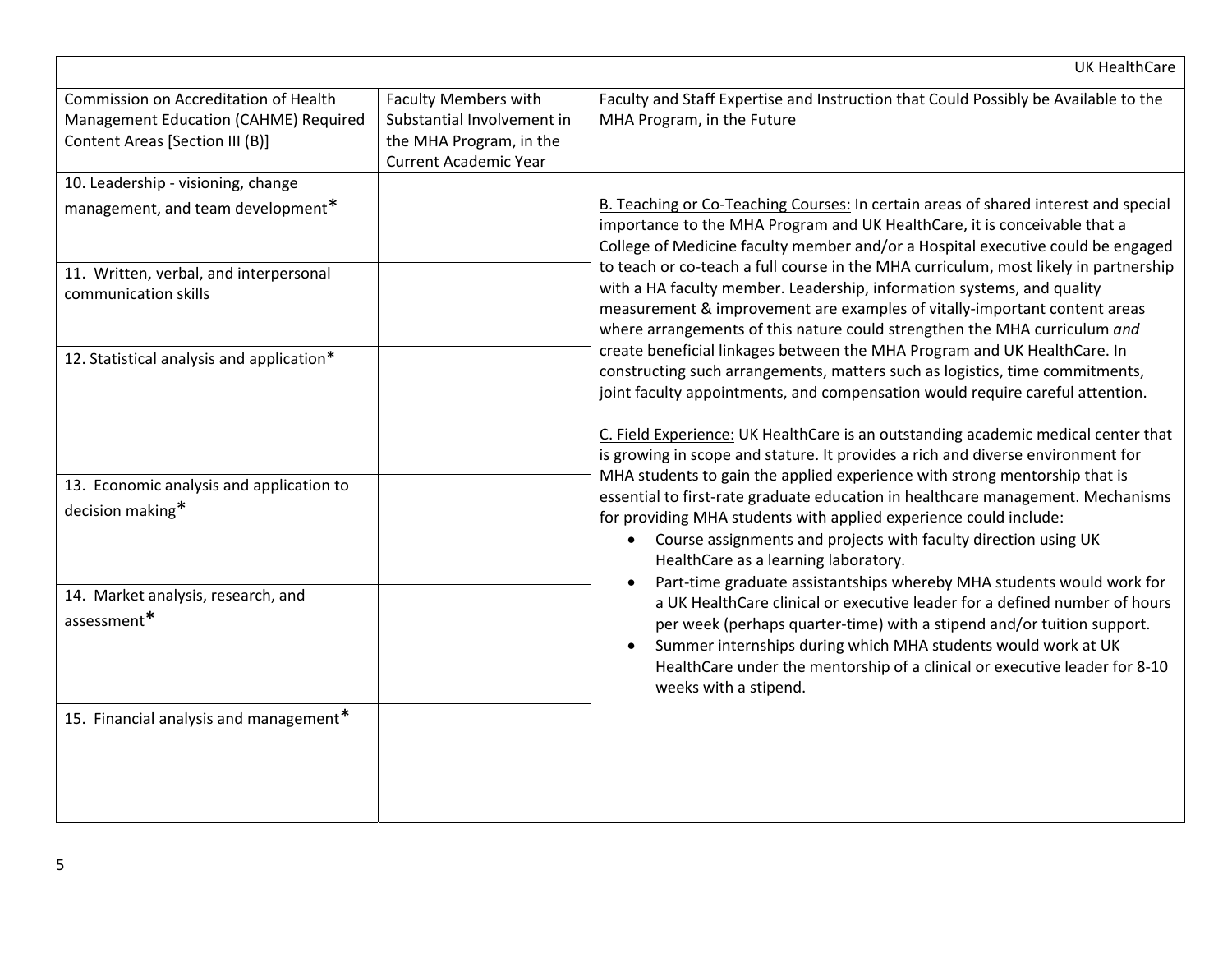| | | UK HealthCare |
|---|---|---|
| Commission on Accreditation of Health Management Education (CAHME) Required Content Areas [Section III (B)] | Faculty Members with Substantial Involvement in the MHA Program, in the Current Academic Year | Faculty and Staff Expertise and Instruction that Could Possibly be Available to the MHA Program, in the Future |
| 10. Leadership - visioning, change management, and team development* | | B. Teaching or Co-Teaching Courses: In certain areas of shared interest and special importance to the MHA Program and UK HealthCare, it is conceivable that a College of Medicine faculty member and/or a Hospital executive could be engaged to teach or co-teach a full course in the MHA curriculum, most likely in partnership with a HA faculty member. Leadership, information systems, and quality measurement & improvement are examples of vitally-important content areas where arrangements of this nature could strengthen the MHA curriculum *and* create beneficial linkages between the MHA Program and UK HealthCare. In constructing such arrangements, matters such as logistics, time commitments, joint faculty appointments, and compensation would require careful attention.<br><br>C. Field Experience: UK HealthCare is an outstanding academic medical center that is growing in scope and stature. It provides a rich and diverse environment for MHA students to gain the applied experience with strong mentorship that is essential to first-rate graduate education in healthcare management. Mechanisms for providing MHA students with applied experience could include:<br>• Course assignments and projects with faculty direction using UK HealthCare as a learning laboratory.<br>• Part-time graduate assistantships whereby MHA students would work for a UK HealthCare clinical or executive leader for a defined number of hours per week (perhaps quarter-time) with a stipend and/or tuition support.<br>• Summer internships during which MHA students would work at UK HealthCare under the mentorship of a clinical or executive leader for 8-10 weeks with a stipend. |
| 11. Written, verbal, and interpersonal communication skills | | |
| 12. Statistical analysis and application* | | |
| 13. Economic analysis and application to decision making* | | |
| 14. Market analysis, research, and assessment* | | |
| 15. Financial analysis and management* | | |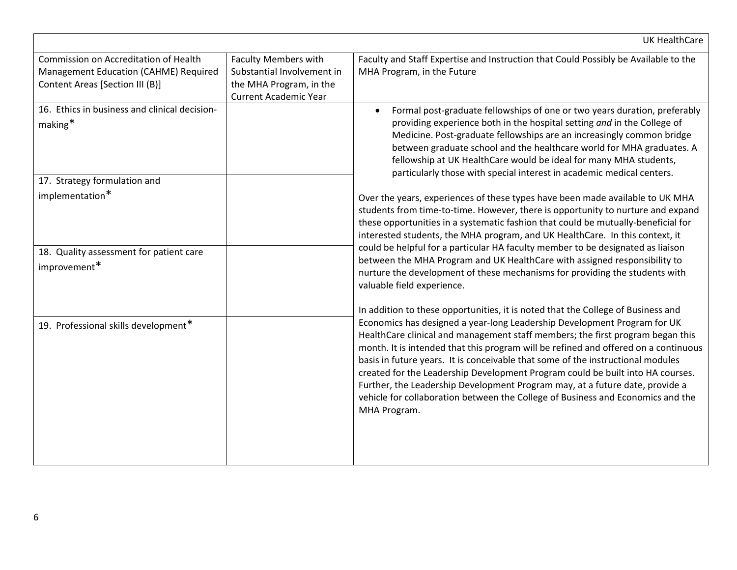| UK HealthCare | | |
|---|---|---|
| Commission on Accreditation of Health Management Education (CAHME) Required Content Areas [Section III (B)] | Faculty Members with Substantial Involvement in the MHA Program, in the Current Academic Year | Faculty and Staff Expertise and Instruction that Could Possibly be Available to the MHA Program, in the Future |
| 16. Ethics in business and clinical decision-making* | | • Formal post-graduate fellowships of one or two years duration, preferably providing experience both in the hospital setting *and* in the College of Medicine. Post-graduate fellowships are an increasingly common bridge between graduate school and the healthcare world for MHA graduates. A fellowship at UK HealthCare would be ideal for many MHA students, particularly those with special interest in academic medical centers.<br><br>Over the years, experiences of these types have been made available to UK MHA students from time-to-time. However, there is opportunity to nurture and expand these opportunities in a systematic fashion that could be mutually-beneficial for interested students, the MHA program, and UK HealthCare. In this context, it could be helpful for a particular HA faculty member to be designated as liaison between the MHA Program and UK HealthCare with assigned responsibility to nurture the development of these mechanisms for providing the students with valuable field experience.<br><br>In addition to these opportunities, it is noted that the College of Business and Economics has designed a year-long Leadership Development Program for UK HealthCare clinical and management staff members; the first program began this month. It is intended that this program will be refined and offered on a continuous basis in future years. It is conceivable that some of the instructional modules created for the Leadership Development Program could be built into HA courses. Further, the Leadership Development Program may, at a future date, provide a vehicle for collaboration between the College of Business and Economics and the MHA Program. |
| 17. Strategy formulation and implementation* | | |
| 18. Quality assessment for patient care improvement* | | |
| 19. Professional skills development* | | |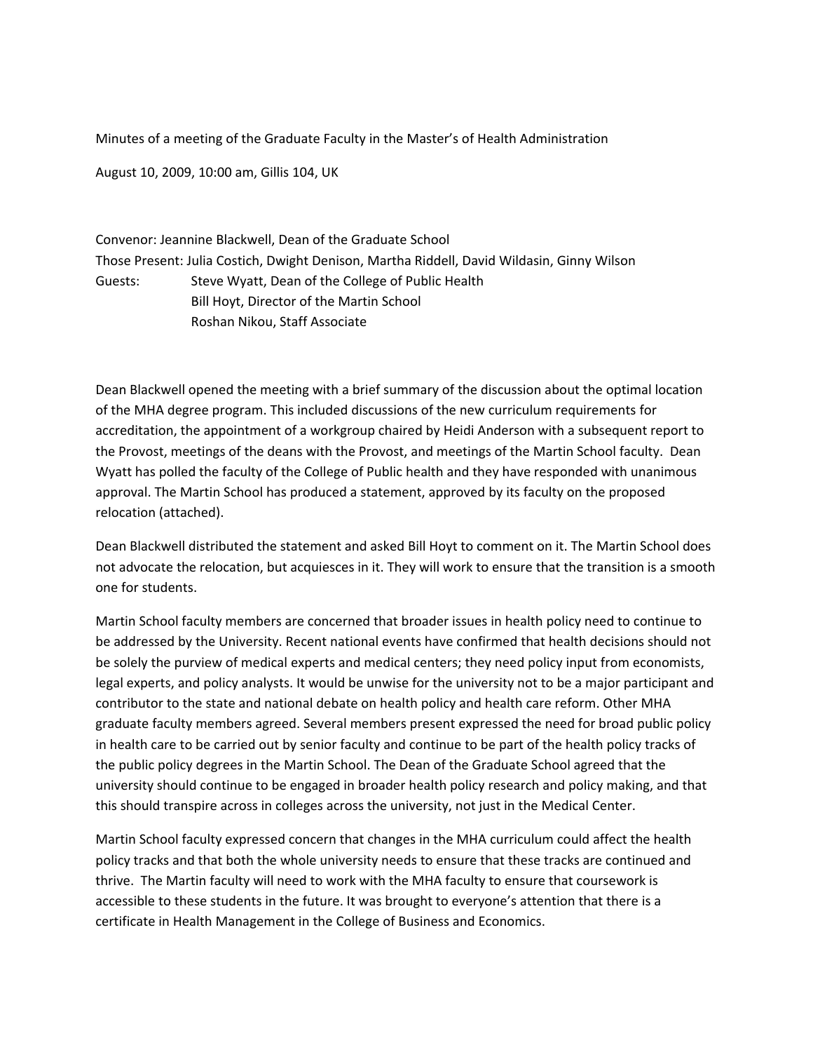Minutes of a meeting of the Graduate Faculty in the Master's of Health Administration

August 10, 2009, 10:00 am, Gillis 104, UK

Convenor: Jeannine Blackwell, Dean of the Graduate School
Those Present: Julia Costich, Dwight Denison, Martha Riddell, David Wildasin, Ginny Wilson
Guests: Steve Wyatt, Dean of the College of Public Health
Bill Hoyt, Director of the Martin School
Roshan Nikou, Staff Associate

Dean Blackwell opened the meeting with a brief summary of the discussion about the optimal location of the MHA degree program. This included discussions of the new curriculum requirements for accreditation, the appointment of a workgroup chaired by Heidi Anderson with a subsequent report to the Provost, meetings of the deans with the Provost, and meetings of the Martin School faculty. Dean Wyatt has polled the faculty of the College of Public health and they have responded with unanimous approval. The Martin School has produced a statement, approved by its faculty on the proposed relocation (attached).

Dean Blackwell distributed the statement and asked Bill Hoyt to comment on it. The Martin School does not advocate the relocation, but acquiesces in it. They will work to ensure that the transition is a smooth one for students.

Martin School faculty members are concerned that broader issues in health policy need to continue to be addressed by the University. Recent national events have confirmed that health decisions should not be solely the purview of medical experts and medical centers; they need policy input from economists, legal experts, and policy analysts. It would be unwise for the university not to be a major participant and contributor to the state and national debate on health policy and health care reform. Other MHA graduate faculty members agreed. Several members present expressed the need for broad public policy in health care to be carried out by senior faculty and continue to be part of the health policy tracks of the public policy degrees in the Martin School. The Dean of the Graduate School agreed that the university should continue to be engaged in broader health policy research and policy making, and that this should transpire across in colleges across the university, not just in the Medical Center.

Martin School faculty expressed concern that changes in the MHA curriculum could affect the health policy tracks and that both the whole university needs to ensure that these tracks are continued and thrive. The Martin faculty will need to work with the MHA faculty to ensure that coursework is accessible to these students in the future. It was brought to everyone's attention that there is a certificate in Health Management in the College of Business and Economics.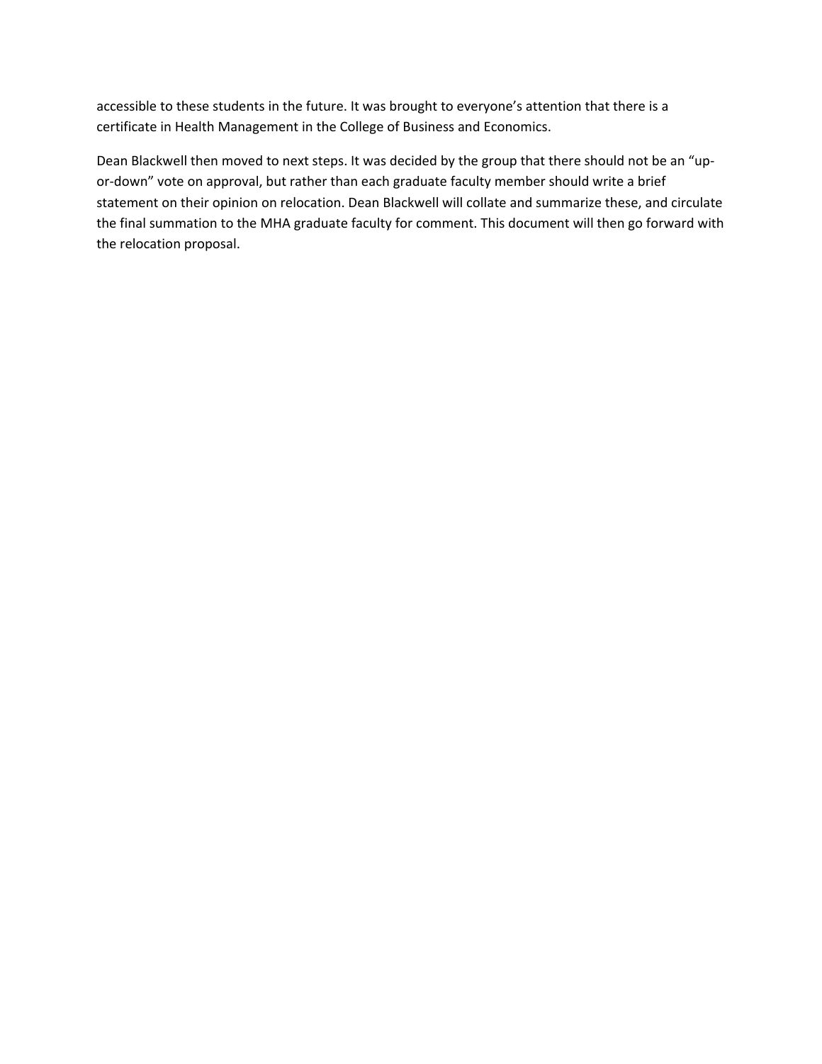accessible to these students in the future. It was brought to everyone's attention that there is a certificate in Health Management in the College of Business and Economics.

Dean Blackwell then moved to next steps. It was decided by the group that there should not be an "up-or-down" vote on approval, but rather than each graduate faculty member should write a brief statement on their opinion on relocation. Dean Blackwell will collate and summarize these, and circulate the final summation to the MHA graduate faculty for comment. This document will then go forward with the relocation proposal.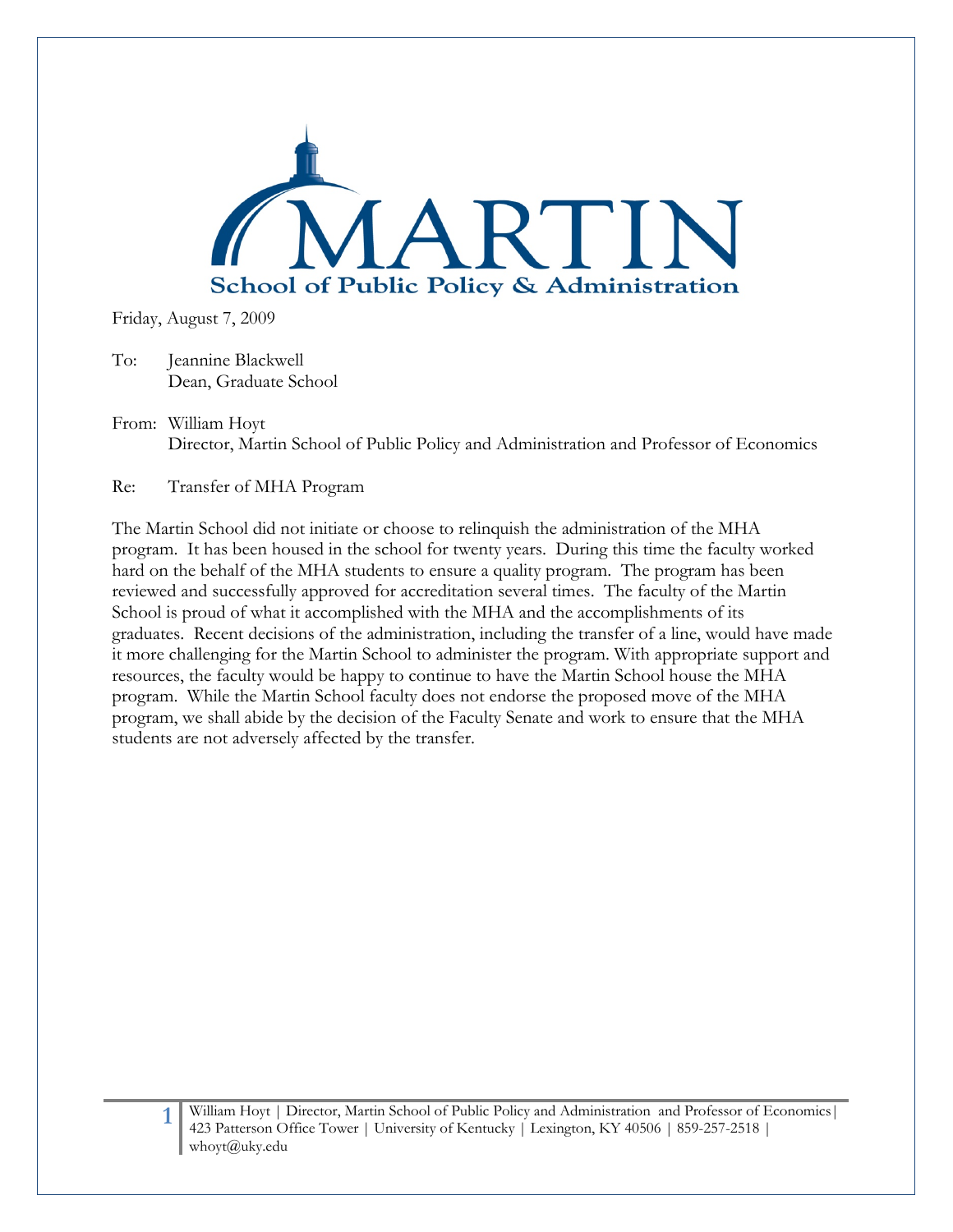MARTIN
School of Public Policy & Administration

Friday, August 7, 2009

To: Jeannine Blackwell
Dean, Graduate School

From: William Hoyt
Director, Martin School of Public Policy and Administration and Professor of Economics

Re: Transfer of MHA Program

The Martin School did not initiate or choose to relinquish the administration of the MHA program. It has been housed in the school for twenty years. During this time the faculty worked hard on the behalf of the MHA students to ensure a quality program. The program has been reviewed and successfully approved for accreditation several times. The faculty of the Martin School is proud of what it accomplished with the MHA and the accomplishments of its graduates. Recent decisions of the administration, including the transfer of a line, would have made it more challenging for the Martin School to administer the program. With appropriate support and resources, the faculty would be happy to continue to have the Martin School house the MHA program. While the Martin School faculty does not endorse the proposed move of the MHA program, we shall abide by the decision of the Faculty Senate and work to ensure that the MHA students are not adversely affected by the transfer.

William Hoyt | Director, Martin School of Public Policy and Administration and Professor of Economics | 423 Patterson Office Tower | University of Kentucky | Lexington, KY 40506 | 859-257-2518 | whoyt@uky.edu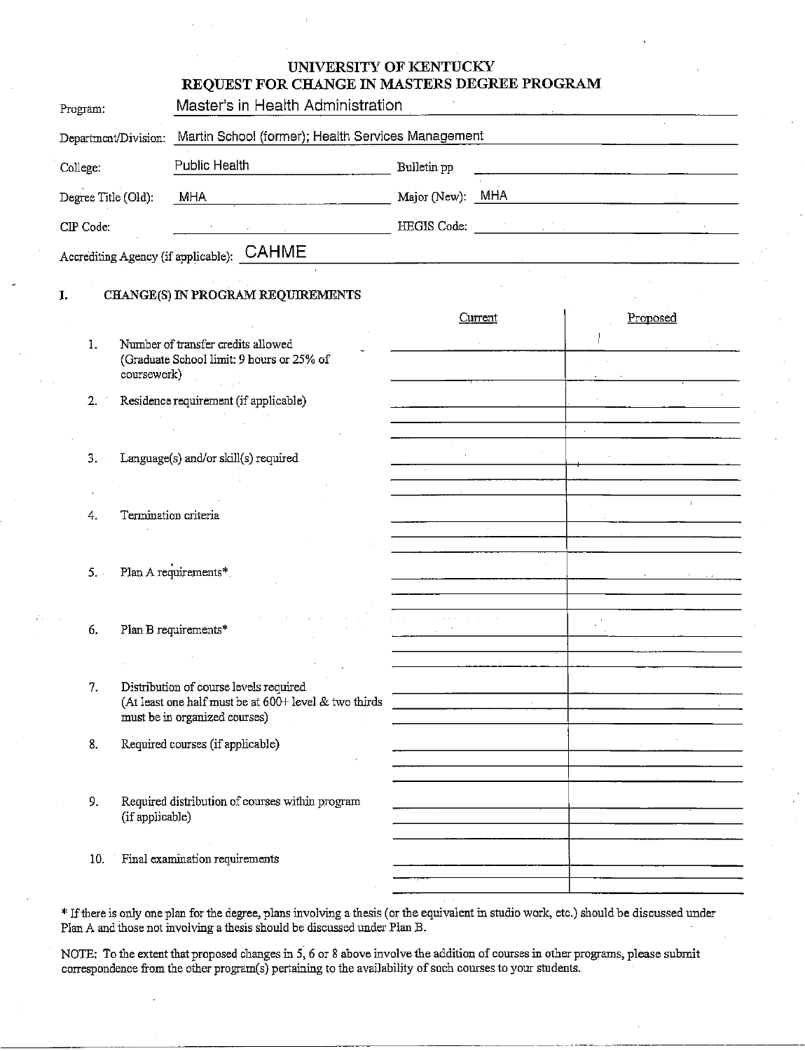# UNIVERSITY OF KENTUCKY
## REQUEST FOR CHANGE IN MASTERS DEGREE PROGRAM

Program: Master's in Health Administration

Department/Division: Martin School (former); Health Services Management

College: Public Health    Bulletin pp

Degree Title (Old): MHA    Major (New): MHA

CIP Code:    HEGIS Code:

Accrediting Agency (if applicable): CAHME

**I. CHANGE(S) IN PROGRAM REQUIREMENTS**

| | Current | Proposed |
|---|---|---|
| 1. Number of transfer credits allowed (Graduate School limit: 9 hours or 25% of coursework) | | |
| 2. Residence requirement (if applicable) | | |
| 3. Language(s) and/or skill(s) required | | |
| 4. Termination criteria | | |
| 5. Plan A requirements* | | |
| 6. Plan B requirements* | | |
| 7. Distribution of course levels required (At least one half must be at 600+ level & two thirds must be in organized courses) | | |
| 8. Required courses (if applicable) | | |
| 9. Required distribution of courses within program (if applicable) | | |
| 10. Final examination requirements | | |

* If there is only one plan for the degree, plans involving a thesis (or the equivalent in studio work, etc.) should be discussed under Plan A and those not involving a thesis should be discussed under Plan B.

NOTE: To the extent that proposed changes in 5, 6 or 8 above involve the addition of courses in other programs, please submit correspondence from the other program(s) pertaining to the availability of such courses to your students.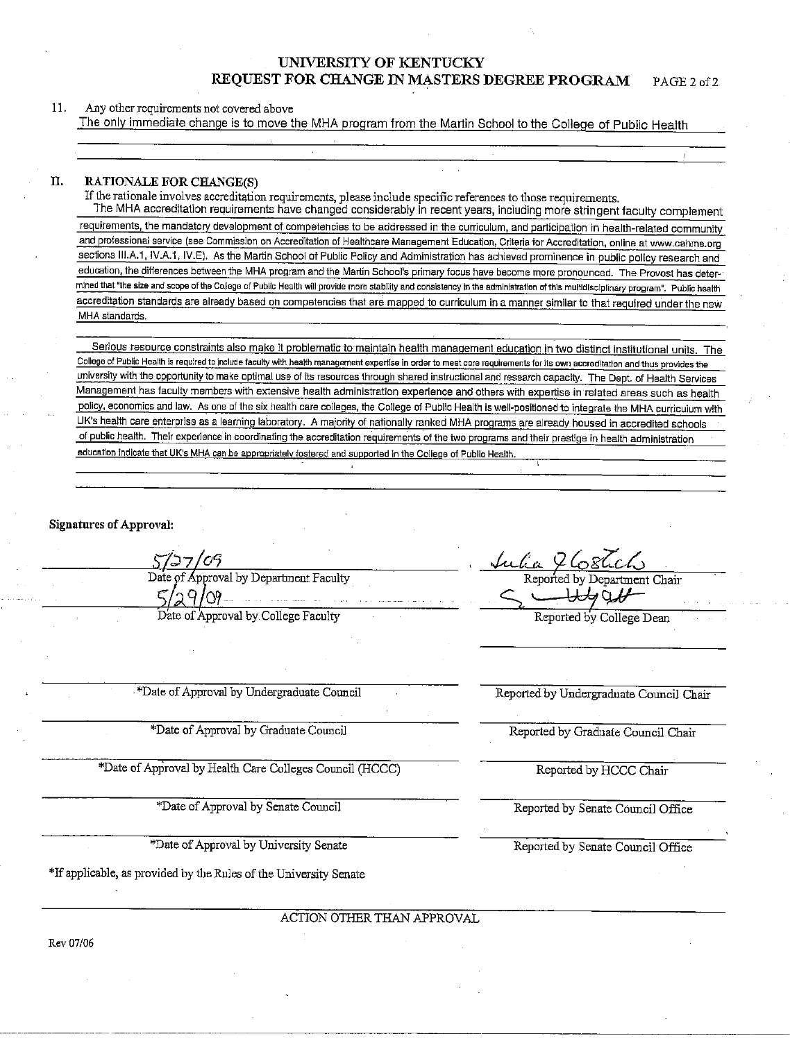# UNIVERSITY OF KENTUCKY
## REQUEST FOR CHANGE IN MASTERS DEGREE PROGRAM

11. Any other requirements not covered above

The only immediate change is to move the MHA program from the Martin School to the College of Public Health

## II. RATIONALE FOR CHANGE(S)

If the rationale involves accreditation requirements, please include specific references to those requirements.

The MHA accreditation requirements have changed considerably in recent years, including more stringent faculty complement requirements, the mandatory development of competencies to be addressed in the curriculum, and participation in health-related community and professional service (see Commission on Accreditation of Healthcare Management Education, Criteria for Accreditation, online at www.cahme.org sections III.A.1, IV.A.1, IV.E). As the Martin School of Public Policy and Administration has achieved prominence in public policy research and education, the differences between the MHA program and the Martin School's primary focus have become more pronounced. The Provost has determined that "the size and scope of the College of Public Health will provide more stability and consistency in the administration of this multidisciplinary program". Public health accreditation standards are already based on competencies that are mapped to curriculum in a manner similar to that required under the new MHA standards.

Serious resource constraints also make it problematic to maintain health management education in two distinct institutional units. The College of Public Health is required to include faculty with health management expertise in order to meet core requirements for its own accreditation and thus provides the university with the opportunity to make optimal use of its resources through shared instructional and research capacity. The Dept. of Health Services Management has faculty members with extensive health administration experience and others with expertise in related areas such as health policy, economics and law. As one of the six health care colleges, the College of Public Health is well-positioned to integrate the MHA curriculum with UK's health care enterprise as a learning laboratory. A majority of nationally ranked MHA programs are already housed in accredited schools of public health. Their experience in coordinating the accreditation requirements of the two programs and their prestige in health administration education indicate that UK's MHA can be appropriately fostered and supported in the College of Public Health.

**Signatures of Approval:**

| | |
|---|---|
| 5/27/09 | Julia G Costich |
| Date of Approval by Department Faculty | Reported by Department Chair |
| 5/29/09 | S Wyatt |
| Date of Approval by College Faculty | Reported by College Dean |
| | |
| *Date of Approval by Undergraduate Council | Reported by Undergraduate Council Chair |
| *Date of Approval by Graduate Council | Reported by Graduate Council Chair |
| *Date of Approval by Health Care Colleges Council (HCCC) | Reported by HCCC Chair |
| *Date of Approval by Senate Council | Reported by Senate Council Office |
| *Date of Approval by University Senate | Reported by Senate Council Office |

*If applicable, as provided by the Rules of the University Senate

ACTION OTHER THAN APPROVAL

Rev 07/06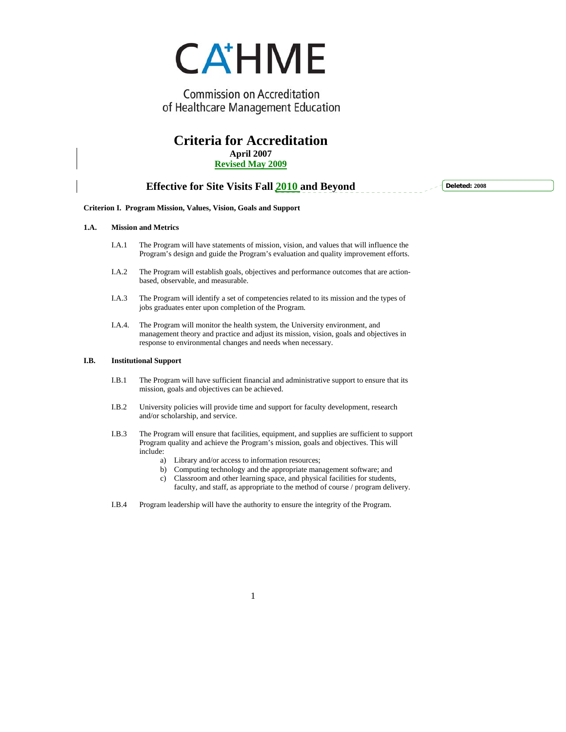# CAHME

Commission on Accreditation of Healthcare Management Education

## Criteria for Accreditation

**April 2007**
**Revised May 2009**

## Effective for Site Visits Fall 2010 and Beyond

Deleted: 2008

### Criterion I. Program Mission, Values, Vision, Goals and Support

#### 1.A. Mission and Metrics

I.A.1 The Program will have statements of mission, vision, and values that will influence the Program's design and guide the Program's evaluation and quality improvement efforts.

I.A.2 The Program will establish goals, objectives and performance outcomes that are action-based, observable, and measurable.

I.A.3 The Program will identify a set of competencies related to its mission and the types of jobs graduates enter upon completion of the Program.

I.A.4. The Program will monitor the health system, the University environment, and management theory and practice and adjust its mission, vision, goals and objectives in response to environmental changes and needs when necessary.

#### I.B. Institutional Support

I.B.1 The Program will have sufficient financial and administrative support to ensure that its mission, goals and objectives can be achieved.

I.B.2 University policies will provide time and support for faculty development, research and/or scholarship, and service.

I.B.3 The Program will ensure that facilities, equipment, and supplies are sufficient to support Program quality and achieve the Program's mission, goals and objectives. This will include:

a) Library and/or access to information resources;
b) Computing technology and the appropriate management software; and
c) Classroom and other learning space, and physical facilities for students, faculty, and staff, as appropriate to the method of course / program delivery.

I.B.4 Program leadership will have the authority to ensure the integrity of the Program.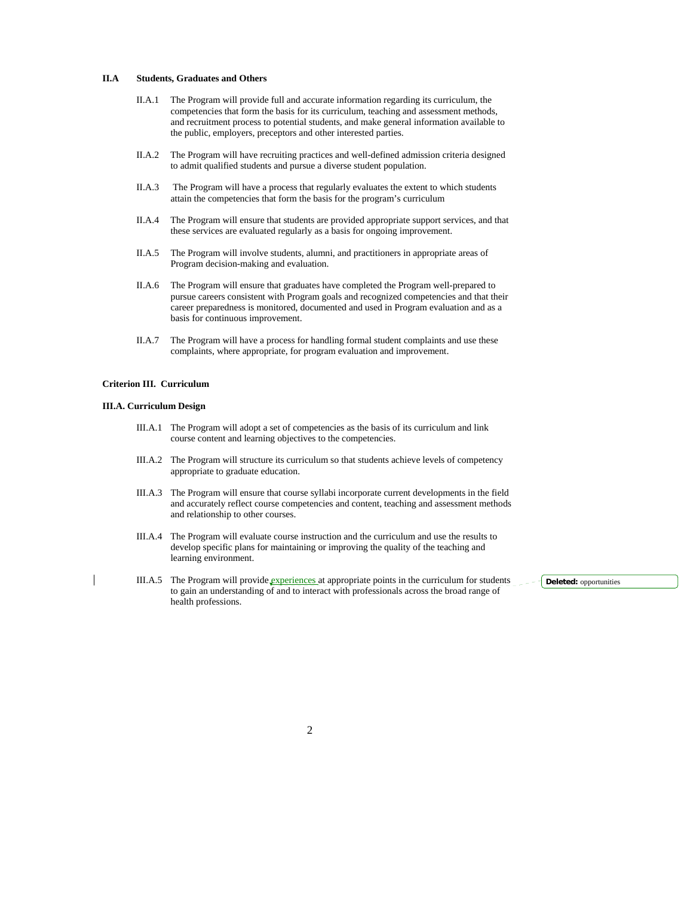**II.A Students, Graduates and Others**

II.A.1 The Program will provide full and accurate information regarding its curriculum, the competencies that form the basis for its curriculum, teaching and assessment methods, and recruitment process to potential students, and make general information available to the public, employers, preceptors and other interested parties.

II.A.2 The Program will have recruiting practices and well-defined admission criteria designed to admit qualified students and pursue a diverse student population.

II.A.3 The Program will have a process that regularly evaluates the extent to which students attain the competencies that form the basis for the program's curriculum

II.A.4 The Program will ensure that students are provided appropriate support services, and that these services are evaluated regularly as a basis for ongoing improvement.

II.A.5 The Program will involve students, alumni, and practitioners in appropriate areas of Program decision-making and evaluation.

II.A.6 The Program will ensure that graduates have completed the Program well-prepared to pursue careers consistent with Program goals and recognized competencies and that their career preparedness is monitored, documented and used in Program evaluation and as a basis for continuous improvement.

II.A.7 The Program will have a process for handling formal student complaints and use these complaints, where appropriate, for program evaluation and improvement.

**Criterion III. Curriculum**

**III.A. Curriculum Design**

III.A.1 The Program will adopt a set of competencies as the basis of its curriculum and link course content and learning objectives to the competencies.

III.A.2 The Program will structure its curriculum so that students achieve levels of competency appropriate to graduate education.

III.A.3 The Program will ensure that course syllabi incorporate current developments in the field and accurately reflect course competencies and content, teaching and assessment methods and relationship to other courses.

III.A.4 The Program will evaluate course instruction and the curriculum and use the results to develop specific plans for maintaining or improving the quality of the teaching and learning environment.

III.A.5 The Program will provide experiences at appropriate points in the curriculum for students to gain an understanding of and to interact with professionals across the broad range of health professions.

**Deleted:** opportunities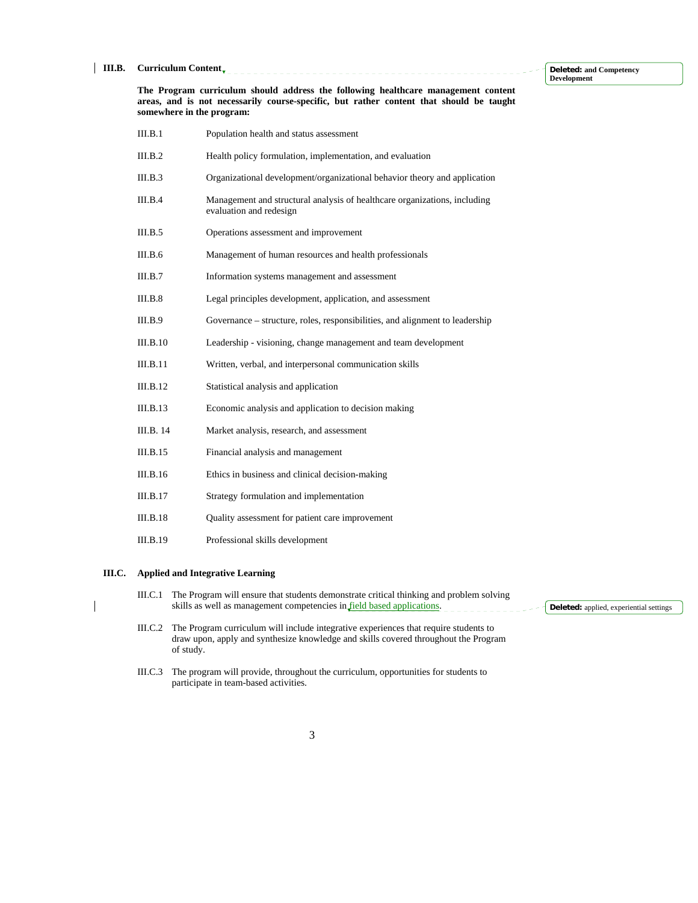### III.B. Curriculum Content

**The Program curriculum should address the following healthcare management content areas, and is not necessarily course-specific, but rather content that should be taught somewhere in the program:**

| | |
|---|---|
| III.B.1 | Population health and status assessment |
| III.B.2 | Health policy formulation, implementation, and evaluation |
| III.B.3 | Organizational development/organizational behavior theory and application |
| III.B.4 | Management and structural analysis of healthcare organizations, including evaluation and redesign |
| III.B.5 | Operations assessment and improvement |
| III.B.6 | Management of human resources and health professionals |
| III.B.7 | Information systems management and assessment |
| III.B.8 | Legal principles development, application, and assessment |
| III.B.9 | Governance – structure, roles, responsibilities, and alignment to leadership |
| III.B.10 | Leadership - visioning, change management and team development |
| III.B.11 | Written, verbal, and interpersonal communication skills |
| III.B.12 | Statistical analysis and application |
| III.B.13 | Economic analysis and application to decision making |
| III.B. 14 | Market analysis, research, and assessment |
| III.B.15 | Financial analysis and management |
| III.B.16 | Ethics in business and clinical decision-making |
| III.B.17 | Strategy formulation and implementation |
| III.B.18 | Quality assessment for patient care improvement |
| III.B.19 | Professional skills development |

**Deleted:** and Competency Development

### III.C. Applied and Integrative Learning

III.C.1 The Program will ensure that students demonstrate critical thinking and problem solving skills as well as management competencies in field based applications.

**Deleted:** applied, experiential settings

III.C.2 The Program curriculum will include integrative experiences that require students to draw upon, apply and synthesize knowledge and skills covered throughout the Program of study.

III.C.3 The program will provide, throughout the curriculum, opportunities for students to participate in team-based activities.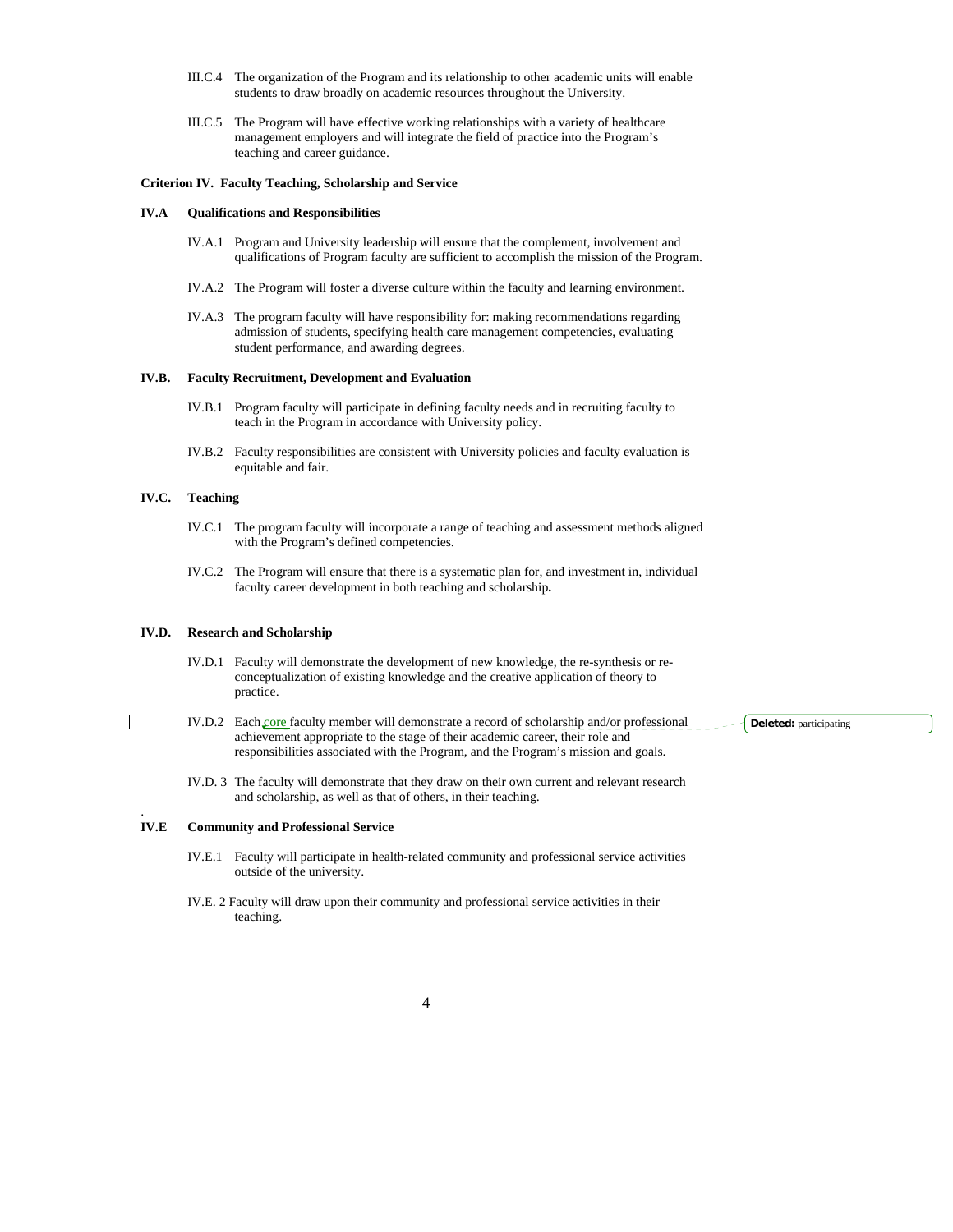III.C.4 The organization of the Program and its relationship to other academic units will enable students to draw broadly on academic resources throughout the University.

III.C.5 The Program will have effective working relationships with a variety of healthcare management employers and will integrate the field of practice into the Program's teaching and career guidance.

**Criterion IV. Faculty Teaching, Scholarship and Service**

**IV.A Qualifications and Responsibilities**

IV.A.1 Program and University leadership will ensure that the complement, involvement and qualifications of Program faculty are sufficient to accomplish the mission of the Program.

IV.A.2 The Program will foster a diverse culture within the faculty and learning environment.

IV.A.3 The program faculty will have responsibility for: making recommendations regarding admission of students, specifying health care management competencies, evaluating student performance, and awarding degrees.

**IV.B. Faculty Recruitment, Development and Evaluation**

IV.B.1 Program faculty will participate in defining faculty needs and in recruiting faculty to teach in the Program in accordance with University policy.

IV.B.2 Faculty responsibilities are consistent with University policies and faculty evaluation is equitable and fair.

**IV.C. Teaching**

IV.C.1 The program faculty will incorporate a range of teaching and assessment methods aligned with the Program's defined competencies.

IV.C.2 The Program will ensure that there is a systematic plan for, and investment in, individual faculty career development in both teaching and scholarship**.**

**IV.D. Research and Scholarship**

IV.D.1 Faculty will demonstrate the development of new knowledge, the re-synthesis or re-conceptualization of existing knowledge and the creative application of theory to practice.

IV.D.2 Each core faculty member will demonstrate a record of scholarship and/or professional achievement appropriate to the stage of their academic career, their role and responsibilities associated with the Program, and the Program's mission and goals.

**Deleted:** participating

IV.D. 3 The faculty will demonstrate that they draw on their own current and relevant research and scholarship, as well as that of others, in their teaching.

**IV.E Community and Professional Service**

IV.E.1 Faculty will participate in health-related community and professional service activities outside of the university.

IV.E. 2 Faculty will draw upon their community and professional service activities in their teaching.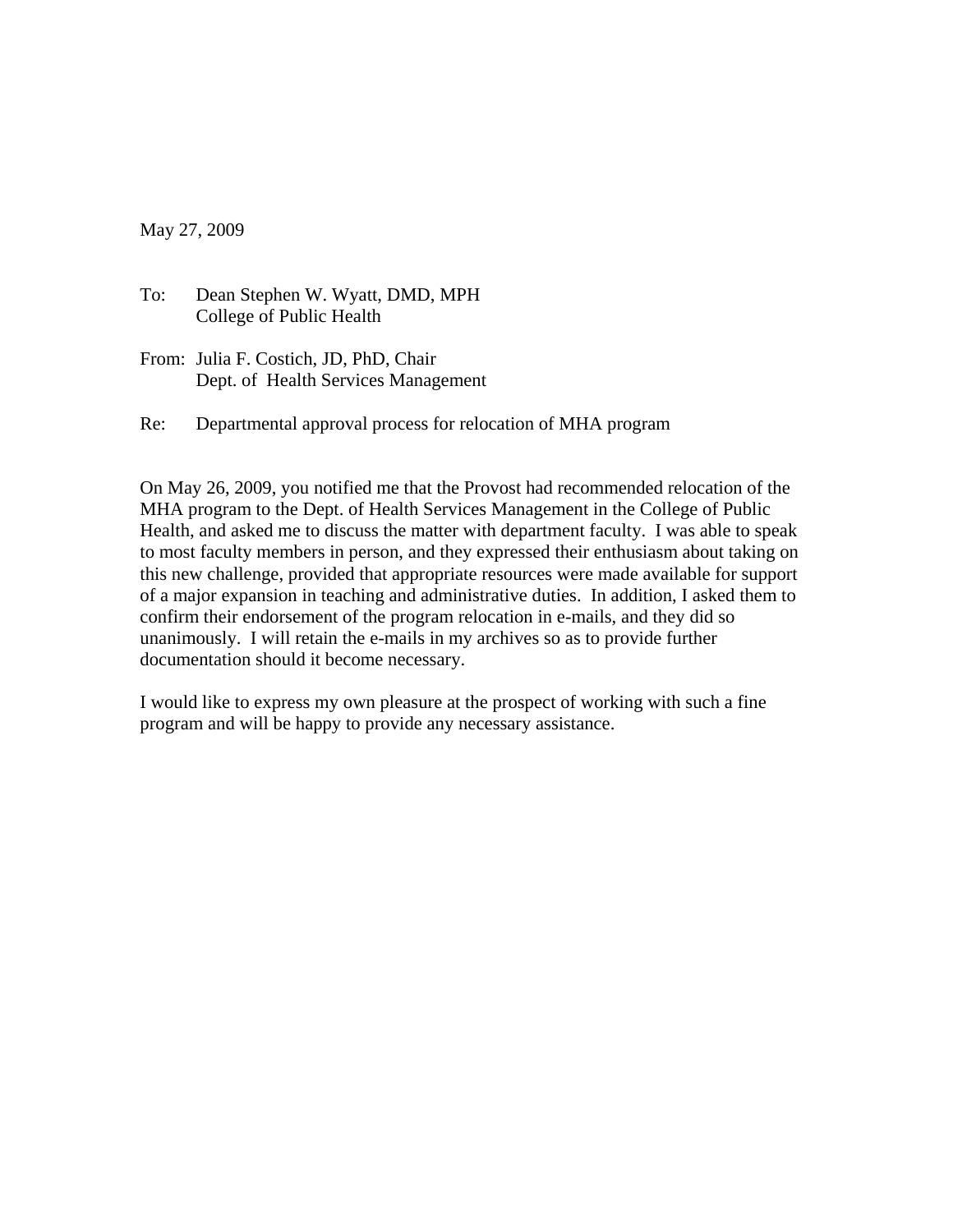May 27, 2009

To: Dean Stephen W. Wyatt, DMD, MPH
College of Public Health

From: Julia F. Costich, JD, PhD, Chair
Dept. of Health Services Management

Re: Departmental approval process for relocation of MHA program

On May 26, 2009, you notified me that the Provost had recommended relocation of the MHA program to the Dept. of Health Services Management in the College of Public Health, and asked me to discuss the matter with department faculty. I was able to speak to most faculty members in person, and they expressed their enthusiasm about taking on this new challenge, provided that appropriate resources were made available for support of a major expansion in teaching and administrative duties. In addition, I asked them to confirm their endorsement of the program relocation in e-mails, and they did so unanimously. I will retain the e-mails in my archives so as to provide further documentation should it become necessary.

I would like to express my own pleasure at the prospect of working with such a fine program and will be happy to provide any necessary assistance.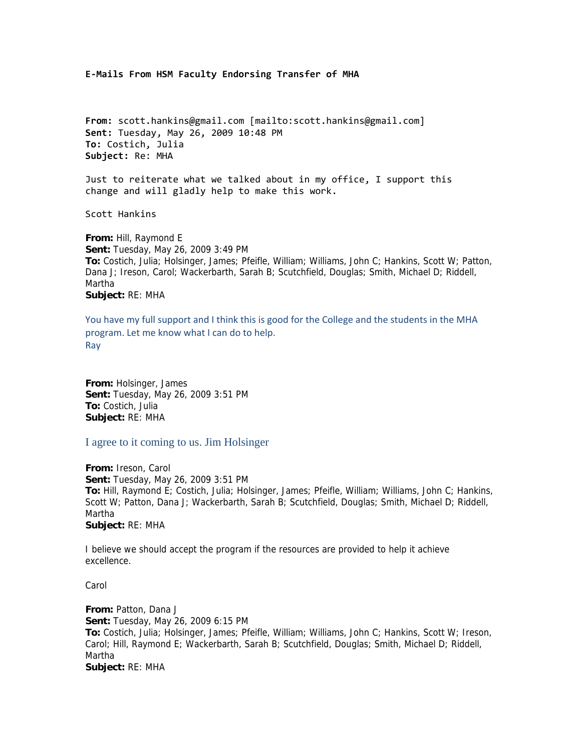**E-Mails From HSM Faculty Endorsing Transfer of MHA**

**From:** scott.hankins@gmail.com [mailto:scott.hankins@gmail.com]
**Sent:** Tuesday, May 26, 2009 10:48 PM
**To:** Costich, Julia
**Subject:** Re: MHA

Just to reiterate what we talked about in my office, I support this change and will gladly help to make this work.

Scott Hankins

**From:** Hill, Raymond E
**Sent:** Tuesday, May 26, 2009 3:49 PM
**To:** Costich, Julia; Holsinger, James; Pfeifle, William; Williams, John C; Hankins, Scott W; Patton, Dana J; Ireson, Carol; Wackerbarth, Sarah B; Scutchfield, Douglas; Smith, Michael D; Riddell, Martha
**Subject:** RE: MHA

You have my full support and I think this is good for the College and the students in the MHA program. Let me know what I can do to help.
Ray

**From:** Holsinger, James
**Sent:** Tuesday, May 26, 2009 3:51 PM
**To:** Costich, Julia
**Subject:** RE: MHA

I agree to it coming to us. Jim Holsinger

**From:** Ireson, Carol
**Sent:** Tuesday, May 26, 2009 3:51 PM
**To:** Hill, Raymond E; Costich, Julia; Holsinger, James; Pfeifle, William; Williams, John C; Hankins, Scott W; Patton, Dana J; Wackerbarth, Sarah B; Scutchfield, Douglas; Smith, Michael D; Riddell, Martha
**Subject:** RE: MHA

I believe we should accept the program if the resources are provided to help it achieve excellence.

Carol

**From:** Patton, Dana J
**Sent:** Tuesday, May 26, 2009 6:15 PM
**To:** Costich, Julia; Holsinger, James; Pfeifle, William; Williams, John C; Hankins, Scott W; Ireson, Carol; Hill, Raymond E; Wackerbarth, Sarah B; Scutchfield, Douglas; Smith, Michael D; Riddell, Martha
**Subject:** RE: MHA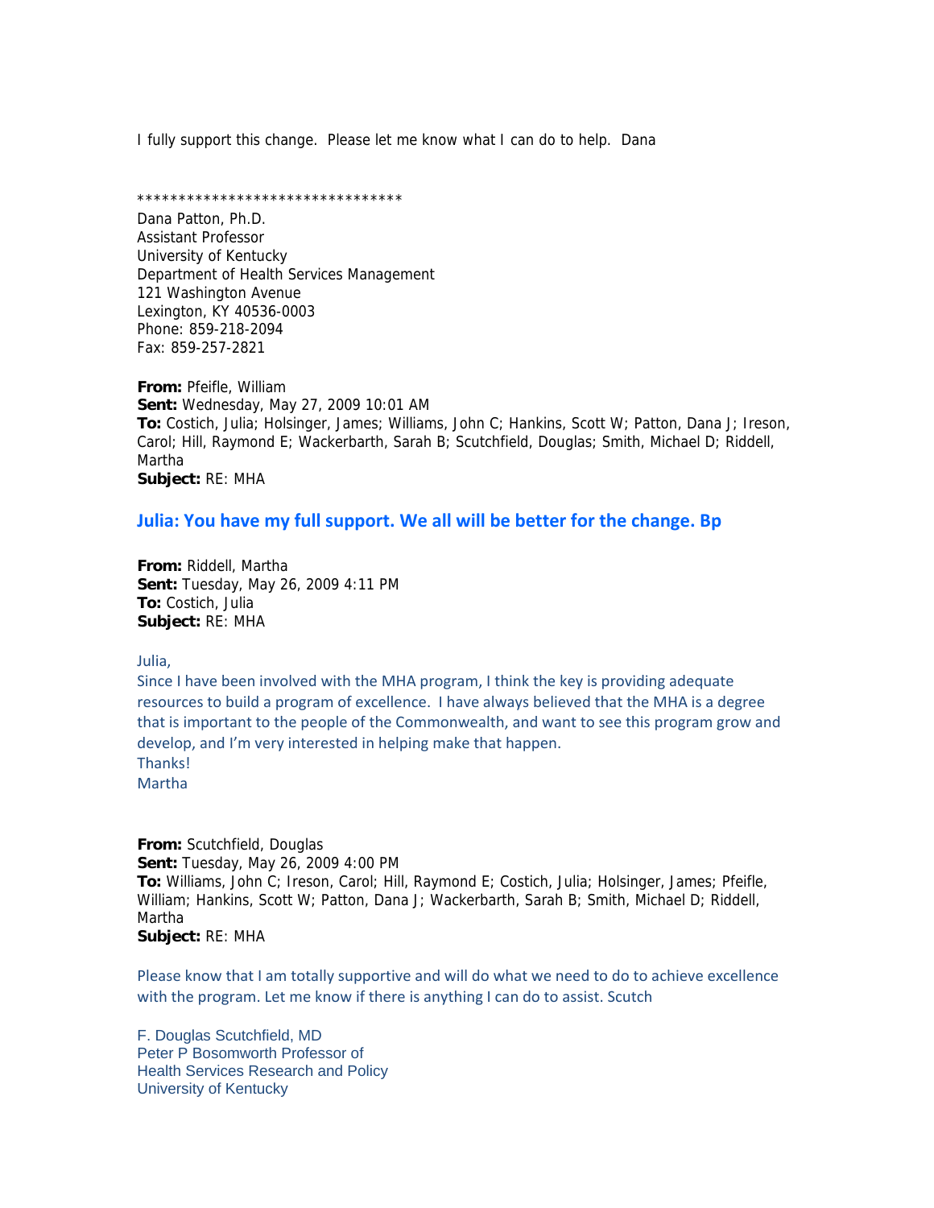I fully support this change. Please let me know what I can do to help. Dana

********************************

Dana Patton, Ph.D.
Assistant Professor
University of Kentucky
Department of Health Services Management
121 Washington Avenue
Lexington, KY 40536-0003
Phone: 859-218-2094
Fax: 859-257-2821

**From:** Pfeifle, William
**Sent:** Wednesday, May 27, 2009 10:01 AM
**To:** Costich, Julia; Holsinger, James; Williams, John C; Hankins, Scott W; Patton, Dana J; Ireson, Carol; Hill, Raymond E; Wackerbarth, Sarah B; Scutchfield, Douglas; Smith, Michael D; Riddell, Martha
**Subject:** RE: MHA

**Julia: You have my full support. We all will be better for the change. Bp**

**From:** Riddell, Martha
**Sent:** Tuesday, May 26, 2009 4:11 PM
**To:** Costich, Julia
**Subject:** RE: MHA

Julia,
Since I have been involved with the MHA program, I think the key is providing adequate resources to build a program of excellence. I have always believed that the MHA is a degree that is important to the people of the Commonwealth, and want to see this program grow and develop, and I'm very interested in helping make that happen.
Thanks!
Martha

**From:** Scutchfield, Douglas
**Sent:** Tuesday, May 26, 2009 4:00 PM
**To:** Williams, John C; Ireson, Carol; Hill, Raymond E; Costich, Julia; Holsinger, James; Pfeifle, William; Hankins, Scott W; Patton, Dana J; Wackerbarth, Sarah B; Smith, Michael D; Riddell, Martha
**Subject:** RE: MHA

Please know that I am totally supportive and will do what we need to do to achieve excellence with the program. Let me know if there is anything I can do to assist. Scutch

F. Douglas Scutchfield, MD
Peter P Bosomworth Professor of
Health Services Research and Policy
University of Kentucky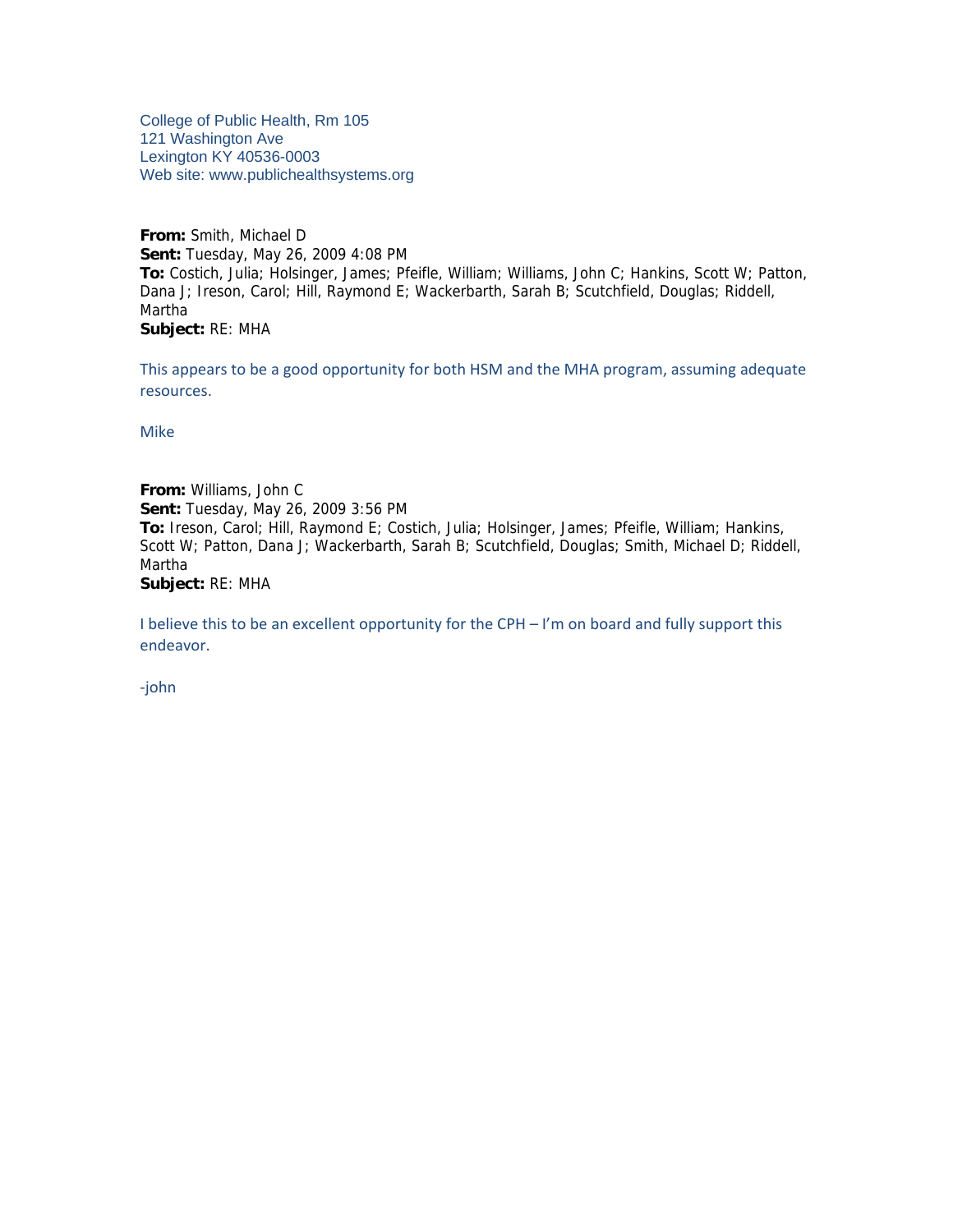College of Public Health, Rm 105
121 Washington Ave
Lexington KY 40536-0003
Web site: www.publichealthsystems.org

**From:** Smith, Michael D
**Sent:** Tuesday, May 26, 2009 4:08 PM
**To:** Costich, Julia; Holsinger, James; Pfeifle, William; Williams, John C; Hankins, Scott W; Patton, Dana J; Ireson, Carol; Hill, Raymond E; Wackerbarth, Sarah B; Scutchfield, Douglas; Riddell, Martha
**Subject:** RE: MHA

This appears to be a good opportunity for both HSM and the MHA program, assuming adequate resources.

Mike

**From:** Williams, John C
**Sent:** Tuesday, May 26, 2009 3:56 PM
**To:** Ireson, Carol; Hill, Raymond E; Costich, Julia; Holsinger, James; Pfeifle, William; Hankins, Scott W; Patton, Dana J; Wackerbarth, Sarah B; Scutchfield, Douglas; Smith, Michael D; Riddell, Martha
**Subject:** RE: MHA

I believe this to be an excellent opportunity for the CPH – I'm on board and fully support this endeavor.

-john